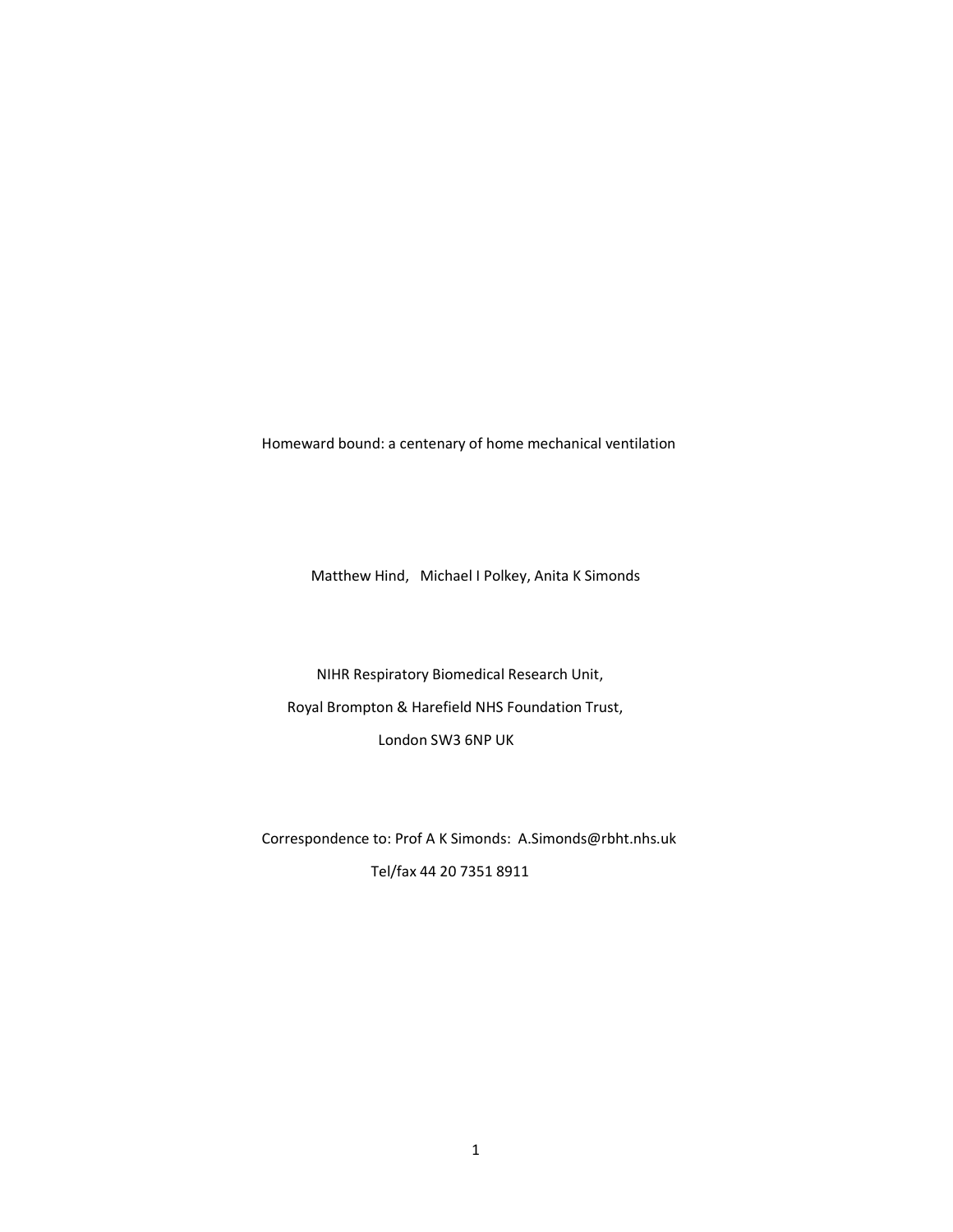# Homeward bound: a centenary of home mechanical ventilation

Matthew Hind, Michael I Polkey, Anita K Simonds

NIHR Respiratory Biomedical Research Unit,

Royal Brompton & Harefield NHS Foundation Trust,

London SW3 6NP UK

Correspondence to: Prof A K Simonds: A.Simonds@rbht.nhs.uk

Tel/fax 44 20 7351 8911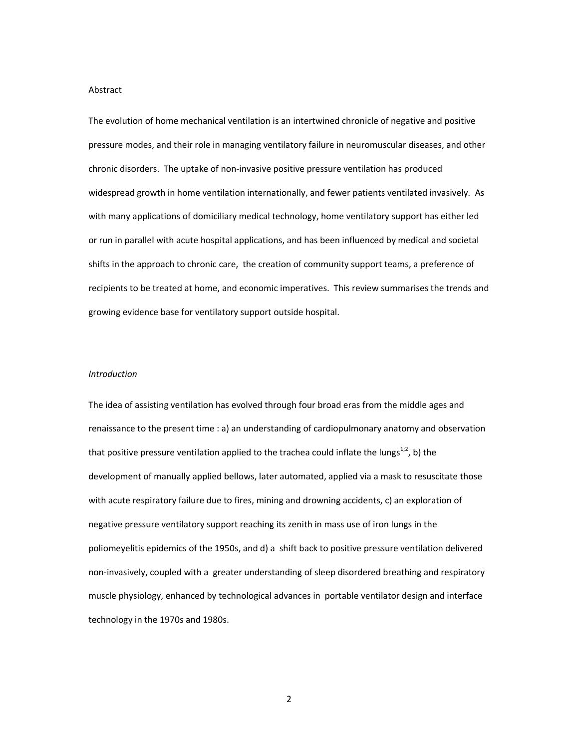Abstract

The evolution of home mechanical ventilation is an intertwined chronicle of negative and positive pressure modes, and their role in managing ventilatory failure in neuromuscular diseases, and other chronic disorders. The uptake of non-invasive positive pressure ventilation has produced widespread growth in home ventilation internationally, and fewer patients ventilated invasively. As with many applications of domiciliary medical technology, home ventilatory support has either led or run in parallel with acute hospital applications, and has been influenced by medical and societal shifts in the approach to chronic care, the creation of community support teams, a preference of recipients to be treated at home, and economic imperatives. This review summarises the trends and growing evidence base for ventilatory support outside hospital.

*Introduction*

The idea of assisting ventilation has evolved through four broad eras from the middle ages and renaissance to the present time : a) an understanding of cardiopulmonary anatomy and observation that positive pressure ventilation applied to the trachea could inflate the lungs[1;2], b) the development of manually applied bellows, later automated, applied via a mask to resuscitate those with acute respiratory failure due to fires, mining and drowning accidents, c) an exploration of negative pressure ventilatory support reaching its zenith in mass use of iron lungs in the poliomeyelitis epidemics of the 1950s, and d) a shift back to positive pressure ventilation delivered non-invasively, coupled with a greater understanding of sleep disordered breathing and respiratory muscle physiology, enhanced by technological advances in portable ventilator design and interface technology in the 1970s and 1980s.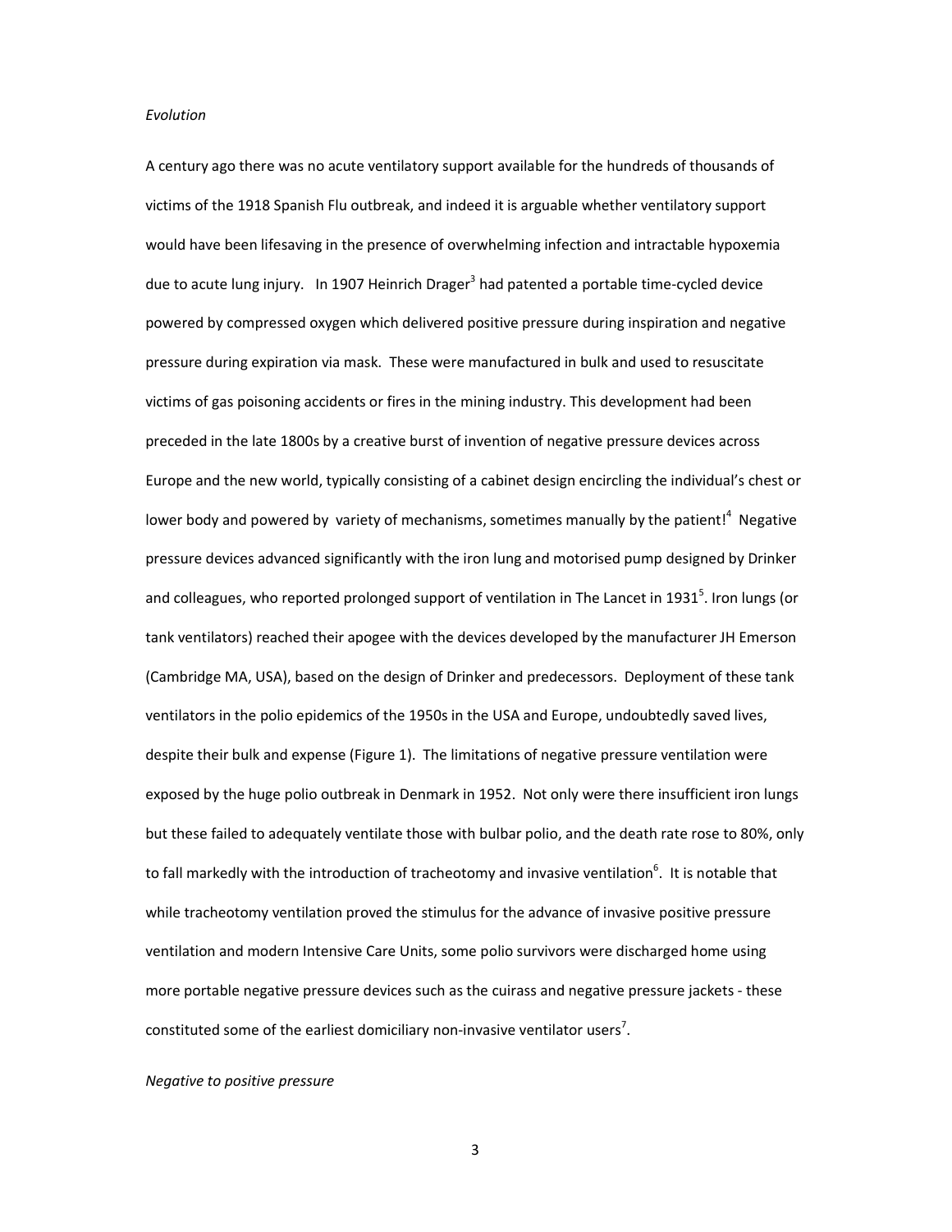*Evolution*

A century ago there was no acute ventilatory support available for the hundreds of thousands of victims of the 1918 Spanish Flu outbreak, and indeed it is arguable whether ventilatory support would have been lifesaving in the presence of overwhelming infection and intractable hypoxemia due to acute lung injury. In 1907 Heinrich Drager[3] had patented a portable time-cycled device powered by compressed oxygen which delivered positive pressure during inspiration and negative pressure during expiration via mask. These were manufactured in bulk and used to resuscitate victims of gas poisoning accidents or fires in the mining industry. This development had been preceded in the late 1800s by a creative burst of invention of negative pressure devices across Europe and the new world, typically consisting of a cabinet design encircling the individual's chest or lower body and powered by variety of mechanisms, sometimes manually by the patient![4] Negative pressure devices advanced significantly with the iron lung and motorised pump designed by Drinker and colleagues, who reported prolonged support of ventilation in The Lancet in 1931[5]. Iron lungs (or tank ventilators) reached their apogee with the devices developed by the manufacturer JH Emerson (Cambridge MA, USA), based on the design of Drinker and predecessors. Deployment of these tank ventilators in the polio epidemics of the 1950s in the USA and Europe, undoubtedly saved lives, despite their bulk and expense (Figure 1). The limitations of negative pressure ventilation were exposed by the huge polio outbreak in Denmark in 1952. Not only were there insufficient iron lungs but these failed to adequately ventilate those with bulbar polio, and the death rate rose to 80%, only to fall markedly with the introduction of tracheotomy and invasive ventilation[6]. It is notable that while tracheotomy ventilation proved the stimulus for the advance of invasive positive pressure ventilation and modern Intensive Care Units, some polio survivors were discharged home using more portable negative pressure devices such as the cuirass and negative pressure jackets - these constituted some of the earliest domiciliary non-invasive ventilator users[7].

*Negative to positive pressure*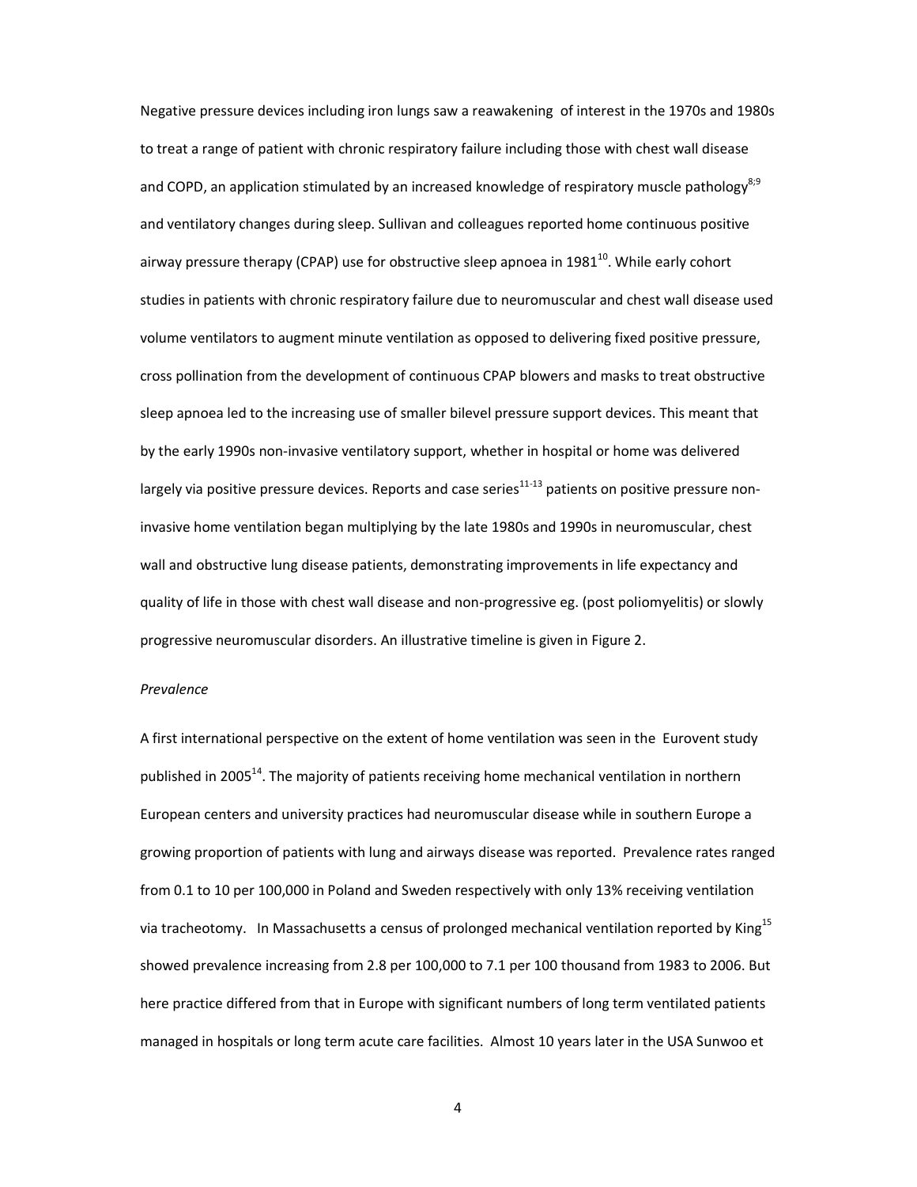Negative pressure devices including iron lungs saw a reawakening of interest in the 1970s and 1980s to treat a range of patient with chronic respiratory failure including those with chest wall disease and COPD, an application stimulated by an increased knowledge of respiratory muscle pathology[8;9] and ventilatory changes during sleep. Sullivan and colleagues reported home continuous positive airway pressure therapy (CPAP) use for obstructive sleep apnoea in 1981[10]. While early cohort studies in patients with chronic respiratory failure due to neuromuscular and chest wall disease used volume ventilators to augment minute ventilation as opposed to delivering fixed positive pressure, cross pollination from the development of continuous CPAP blowers and masks to treat obstructive sleep apnoea led to the increasing use of smaller bilevel pressure support devices. This meant that by the early 1990s non-invasive ventilatory support, whether in hospital or home was delivered largely via positive pressure devices. Reports and case series[11-13] patients on positive pressure non-invasive home ventilation began multiplying by the late 1980s and 1990s in neuromuscular, chest wall and obstructive lung disease patients, demonstrating improvements in life expectancy and quality of life in those with chest wall disease and non-progressive eg. (post poliomyelitis) or slowly progressive neuromuscular disorders. An illustrative timeline is given in Figure 2.

*Prevalence*

A first international perspective on the extent of home ventilation was seen in the Eurovent study published in 2005[14]. The majority of patients receiving home mechanical ventilation in northern European centers and university practices had neuromuscular disease while in southern Europe a growing proportion of patients with lung and airways disease was reported. Prevalence rates ranged from 0.1 to 10 per 100,000 in Poland and Sweden respectively with only 13% receiving ventilation via tracheotomy. In Massachusetts a census of prolonged mechanical ventilation reported by King[15] showed prevalence increasing from 2.8 per 100,000 to 7.1 per 100 thousand from 1983 to 2006. But here practice differed from that in Europe with significant numbers of long term ventilated patients managed in hospitals or long term acute care facilities. Almost 10 years later in the USA Sunwoo et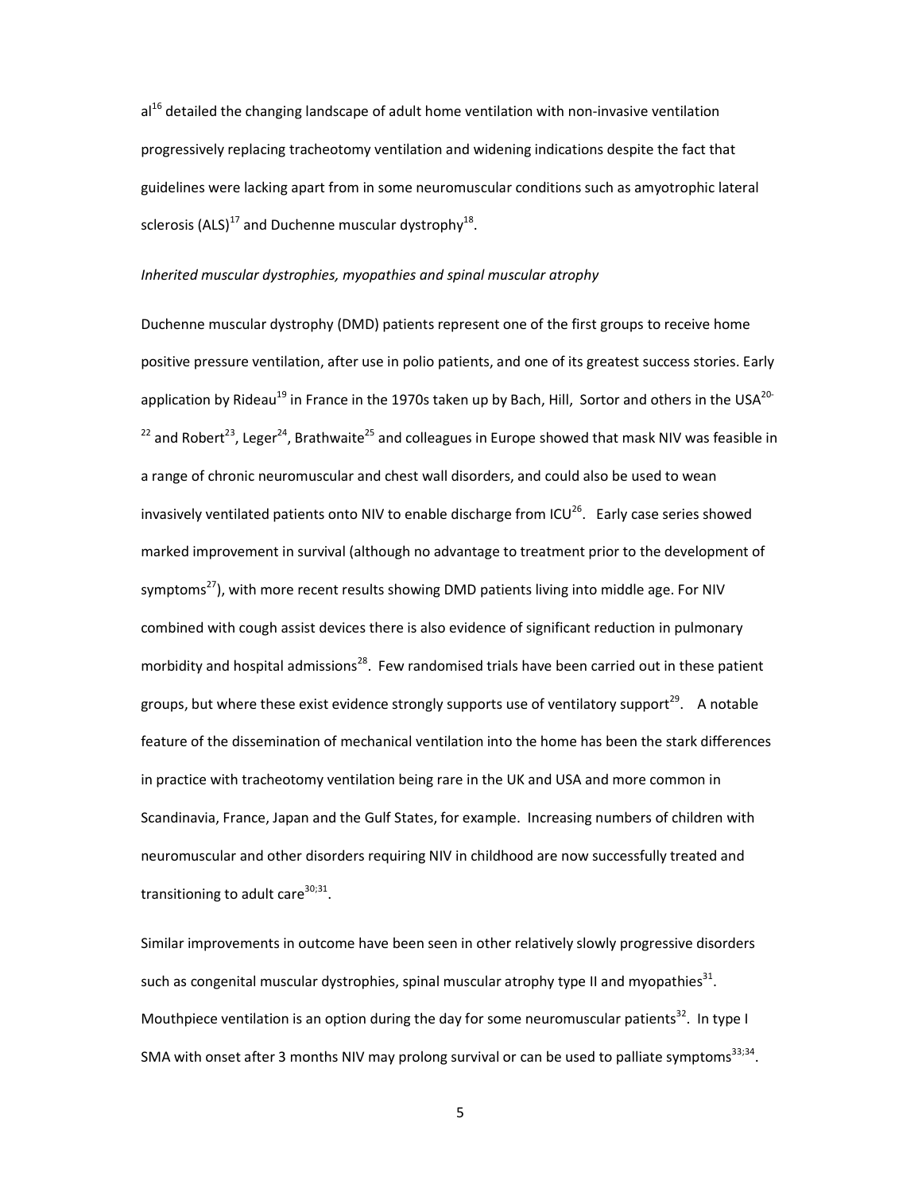al[16] detailed the changing landscape of adult home ventilation with non-invasive ventilation progressively replacing tracheotomy ventilation and widening indications despite the fact that guidelines were lacking apart from in some neuromuscular conditions such as amyotrophic lateral sclerosis (ALS)[17] and Duchenne muscular dystrophy[18].

*Inherited muscular dystrophies, myopathies and spinal muscular atrophy*

Duchenne muscular dystrophy (DMD) patients represent one of the first groups to receive home positive pressure ventilation, after use in polio patients, and one of its greatest success stories. Early application by Rideau[19] in France in the 1970s taken up by Bach, Hill, Sortor and others in the USA[20-22] and Robert[23], Leger[24], Brathwaite[25] and colleagues in Europe showed that mask NIV was feasible in a range of chronic neuromuscular and chest wall disorders, and could also be used to wean invasively ventilated patients onto NIV to enable discharge from ICU[26]. Early case series showed marked improvement in survival (although no advantage to treatment prior to the development of symptoms[27]), with more recent results showing DMD patients living into middle age. For NIV combined with cough assist devices there is also evidence of significant reduction in pulmonary morbidity and hospital admissions[28]. Few randomised trials have been carried out in these patient groups, but where these exist evidence strongly supports use of ventilatory support[29]. A notable feature of the dissemination of mechanical ventilation into the home has been the stark differences in practice with tracheotomy ventilation being rare in the UK and USA and more common in Scandinavia, France, Japan and the Gulf States, for example. Increasing numbers of children with neuromuscular and other disorders requiring NIV in childhood are now successfully treated and transitioning to adult care[30;31].

Similar improvements in outcome have been seen in other relatively slowly progressive disorders such as congenital muscular dystrophies, spinal muscular atrophy type II and myopathies[31]. Mouthpiece ventilation is an option during the day for some neuromuscular patients[32]. In type I SMA with onset after 3 months NIV may prolong survival or can be used to palliate symptoms[33;34].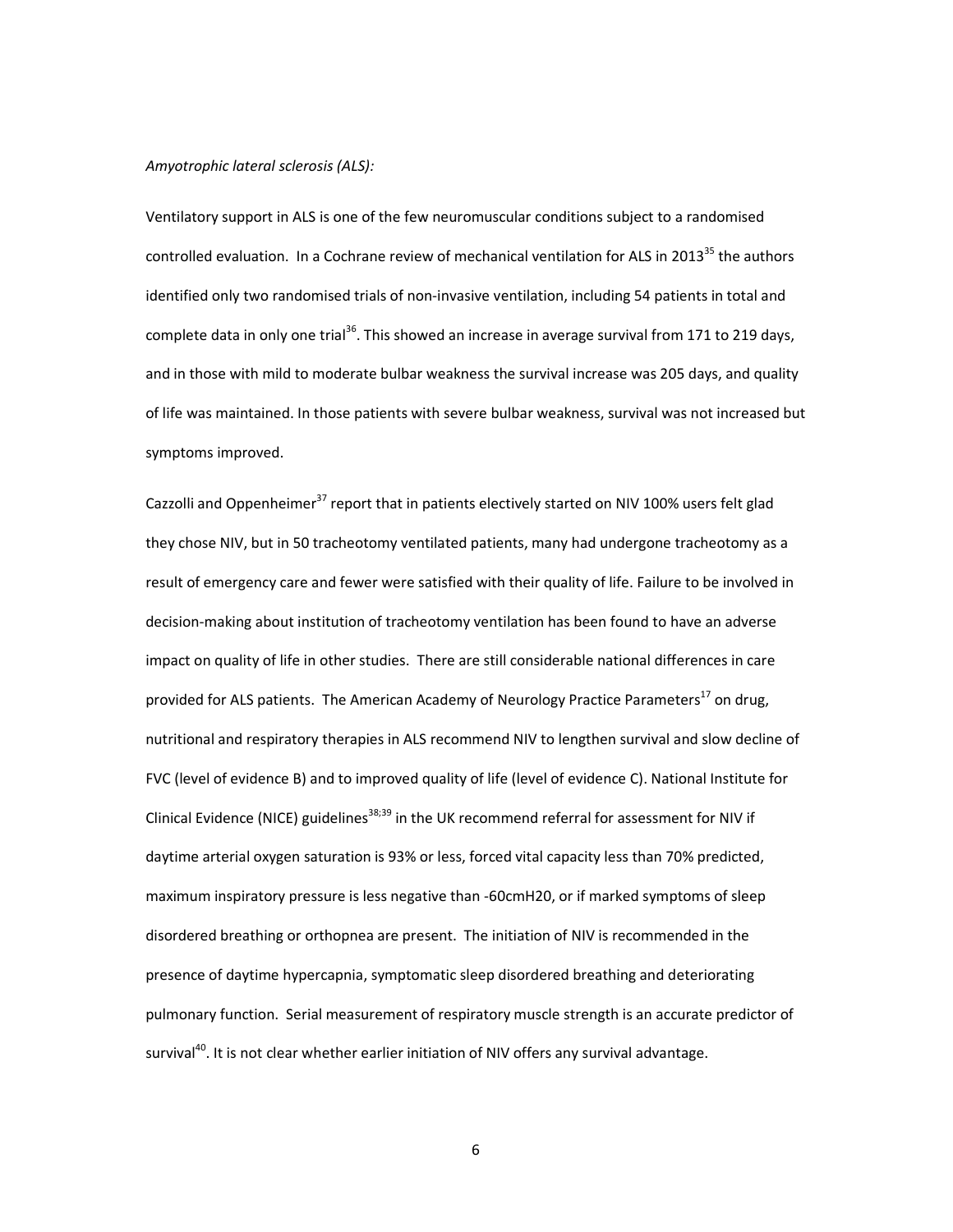*Amyotrophic lateral sclerosis (ALS):*

Ventilatory support in ALS is one of the few neuromuscular conditions subject to a randomised controlled evaluation. In a Cochrane review of mechanical ventilation for ALS in 2013[35] the authors identified only two randomised trials of non-invasive ventilation, including 54 patients in total and complete data in only one trial[36]. This showed an increase in average survival from 171 to 219 days, and in those with mild to moderate bulbar weakness the survival increase was 205 days, and quality of life was maintained. In those patients with severe bulbar weakness, survival was not increased but symptoms improved.

Cazzolli and Oppenheimer[37] report that in patients electively started on NIV 100% users felt glad they chose NIV, but in 50 tracheotomy ventilated patients, many had undergone tracheotomy as a result of emergency care and fewer were satisfied with their quality of life. Failure to be involved in decision-making about institution of tracheotomy ventilation has been found to have an adverse impact on quality of life in other studies. There are still considerable national differences in care provided for ALS patients. The American Academy of Neurology Practice Parameters[17] on drug, nutritional and respiratory therapies in ALS recommend NIV to lengthen survival and slow decline of FVC (level of evidence B) and to improved quality of life (level of evidence C). National Institute for Clinical Evidence (NICE) guidelines[38;39] in the UK recommend referral for assessment for NIV if daytime arterial oxygen saturation is 93% or less, forced vital capacity less than 70% predicted, maximum inspiratory pressure is less negative than -60cmH20, or if marked symptoms of sleep disordered breathing or orthopnea are present. The initiation of NIV is recommended in the presence of daytime hypercapnia, symptomatic sleep disordered breathing and deteriorating pulmonary function. Serial measurement of respiratory muscle strength is an accurate predictor of survival[40]. It is not clear whether earlier initiation of NIV offers any survival advantage.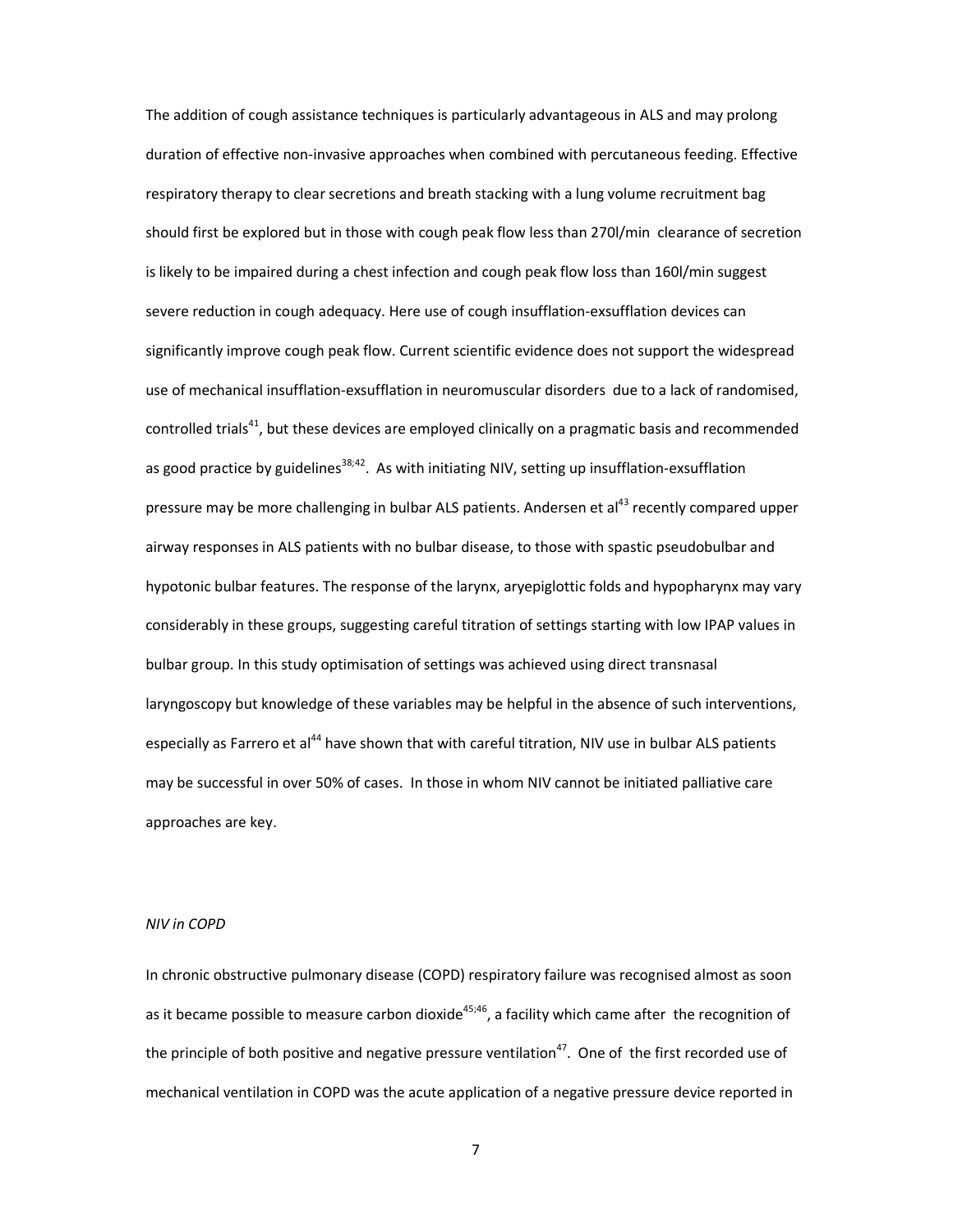The addition of cough assistance techniques is particularly advantageous in ALS and may prolong duration of effective non-invasive approaches when combined with percutaneous feeding. Effective respiratory therapy to clear secretions and breath stacking with a lung volume recruitment bag should first be explored but in those with cough peak flow less than 270l/min clearance of secretion is likely to be impaired during a chest infection and cough peak flow loss than 160l/min suggest severe reduction in cough adequacy. Here use of cough insufflation-exsufflation devices can significantly improve cough peak flow. Current scientific evidence does not support the widespread use of mechanical insufflation-exsufflation in neuromuscular disorders due to a lack of randomised, controlled trials[41], but these devices are employed clinically on a pragmatic basis and recommended as good practice by guidelines[38;42]. As with initiating NIV, setting up insufflation-exsufflation pressure may be more challenging in bulbar ALS patients. Andersen et al[43] recently compared upper airway responses in ALS patients with no bulbar disease, to those with spastic pseudobulbar and hypotonic bulbar features. The response of the larynx, aryepiglottic folds and hypopharynx may vary considerably in these groups, suggesting careful titration of settings starting with low IPAP values in bulbar group. In this study optimisation of settings was achieved using direct transnasal laryngoscopy but knowledge of these variables may be helpful in the absence of such interventions, especially as Farrero et al[44] have shown that with careful titration, NIV use in bulbar ALS patients may be successful in over 50% of cases. In those in whom NIV cannot be initiated palliative care approaches are key.

*NIV in COPD*

In chronic obstructive pulmonary disease (COPD) respiratory failure was recognised almost as soon as it became possible to measure carbon dioxide[45;46], a facility which came after the recognition of the principle of both positive and negative pressure ventilation[47]. One of the first recorded use of mechanical ventilation in COPD was the acute application of a negative pressure device reported in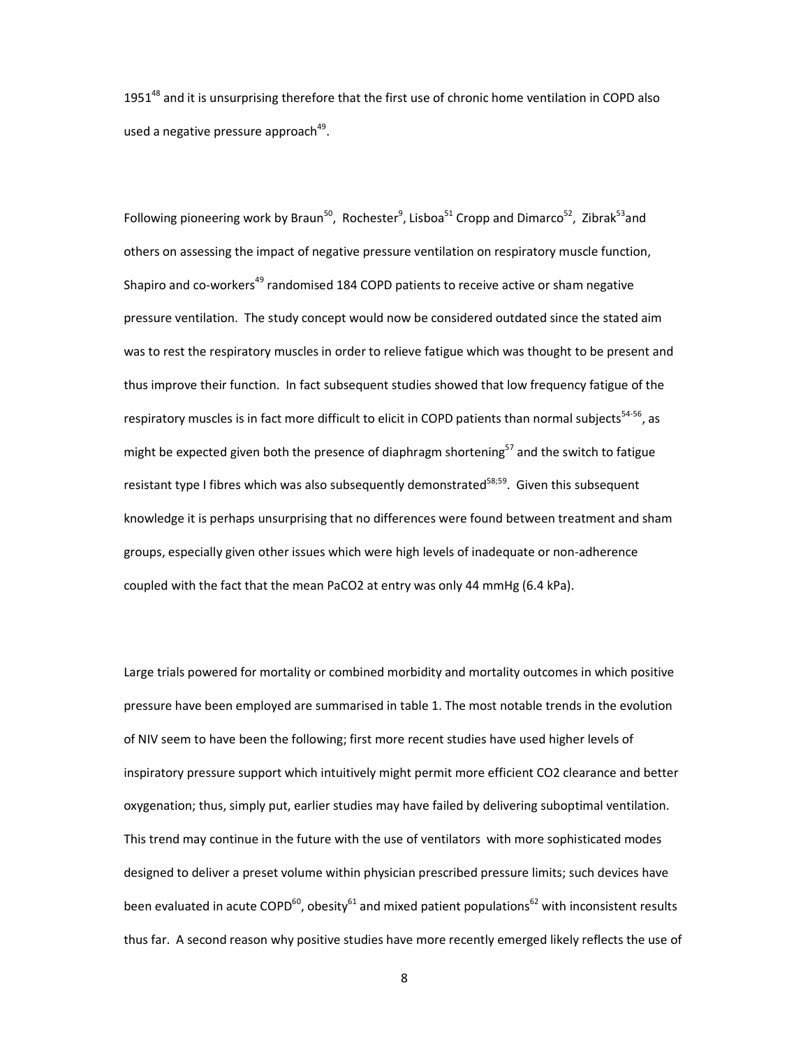1951[48] and it is unsurprising therefore that the first use of chronic home ventilation in COPD also used a negative pressure approach[49].

Following pioneering work by Braun[50], Rochester[9], Lisboa[51] Cropp and Dimarco[52], Zibrak[53]and others on assessing the impact of negative pressure ventilation on respiratory muscle function, Shapiro and co-workers[49] randomised 184 COPD patients to receive active or sham negative pressure ventilation. The study concept would now be considered outdated since the stated aim was to rest the respiratory muscles in order to relieve fatigue which was thought to be present and thus improve their function. In fact subsequent studies showed that low frequency fatigue of the respiratory muscles is in fact more difficult to elicit in COPD patients than normal subjects[54-56], as might be expected given both the presence of diaphragm shortening[57] and the switch to fatigue resistant type I fibres which was also subsequently demonstrated[58;59]. Given this subsequent knowledge it is perhaps unsurprising that no differences were found between treatment and sham groups, especially given other issues which were high levels of inadequate or non-adherence coupled with the fact that the mean $PaCO_2$ at entry was only 44 mmHg (6.4 kPa).

Large trials powered for mortality or combined morbidity and mortality outcomes in which positive pressure have been employed are summarised in table 1. The most notable trends in the evolution of NIV seem to have been the following; first more recent studies have used higher levels of inspiratory pressure support which intuitively might permit more efficient $CO_2$ clearance and better oxygenation; thus, simply put, earlier studies may have failed by delivering suboptimal ventilation. This trend may continue in the future with the use of ventilators with more sophisticated modes designed to deliver a preset volume within physician prescribed pressure limits; such devices have been evaluated in acute COPD[60], obesity[61] and mixed patient populations[62] with inconsistent results thus far. A second reason why positive studies have more recently emerged likely reflects the use of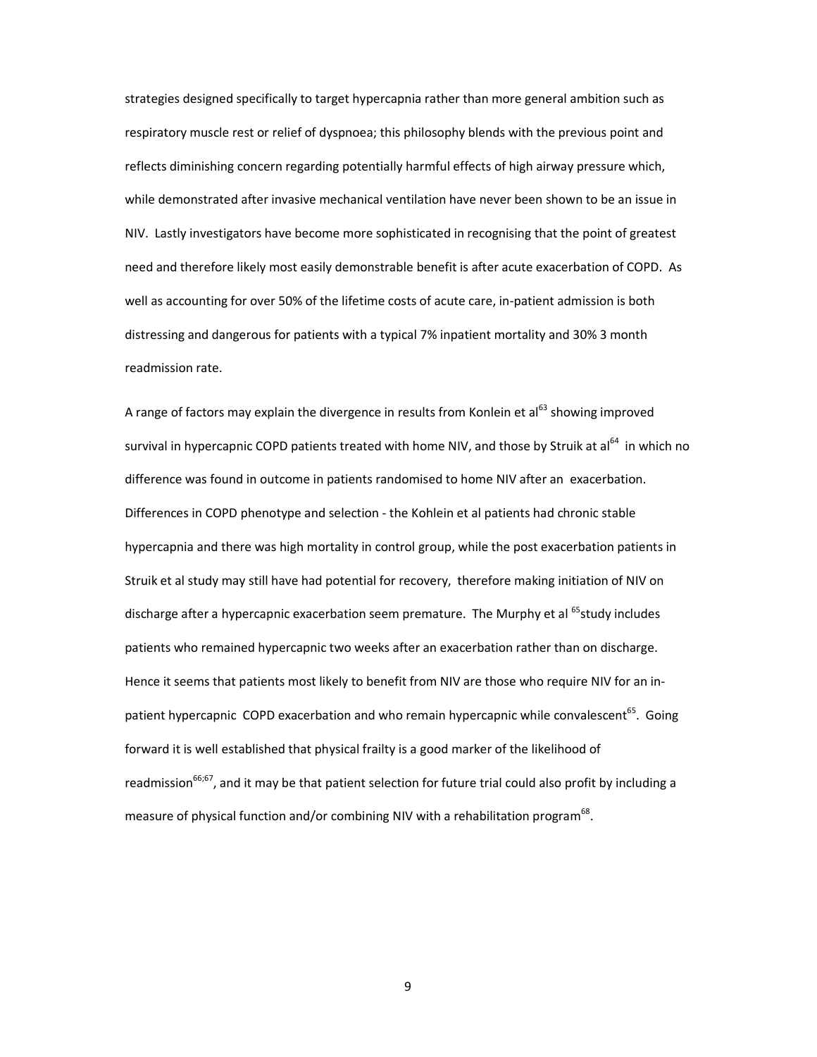strategies designed specifically to target hypercapnia rather than more general ambition such as respiratory muscle rest or relief of dyspnoea; this philosophy blends with the previous point and reflects diminishing concern regarding potentially harmful effects of high airway pressure which, while demonstrated after invasive mechanical ventilation have never been shown to be an issue in NIV. Lastly investigators have become more sophisticated in recognising that the point of greatest need and therefore likely most easily demonstrable benefit is after acute exacerbation of COPD. As well as accounting for over 50% of the lifetime costs of acute care, in-patient admission is both distressing and dangerous for patients with a typical 7% inpatient mortality and 30% 3 month readmission rate.

A range of factors may explain the divergence in results from Konlein et al[63] showing improved survival in hypercapnic COPD patients treated with home NIV, and those by Struik at al[64] in which no difference was found in outcome in patients randomised to home NIV after an exacerbation. Differences in COPD phenotype and selection - the Kohlein et al patients had chronic stable hypercapnia and there was high mortality in control group, while the post exacerbation patients in Struik et al study may still have had potential for recovery, therefore making initiation of NIV on discharge after a hypercapnic exacerbation seem premature. The Murphy et al [65]study includes patients who remained hypercapnic two weeks after an exacerbation rather than on discharge. Hence it seems that patients most likely to benefit from NIV are those who require NIV for an in-patient hypercapnic COPD exacerbation and who remain hypercapnic while convalescent[65]. Going forward it is well established that physical frailty is a good marker of the likelihood of readmission[66;67], and it may be that patient selection for future trial could also profit by including a measure of physical function and/or combining NIV with a rehabilitation program[68].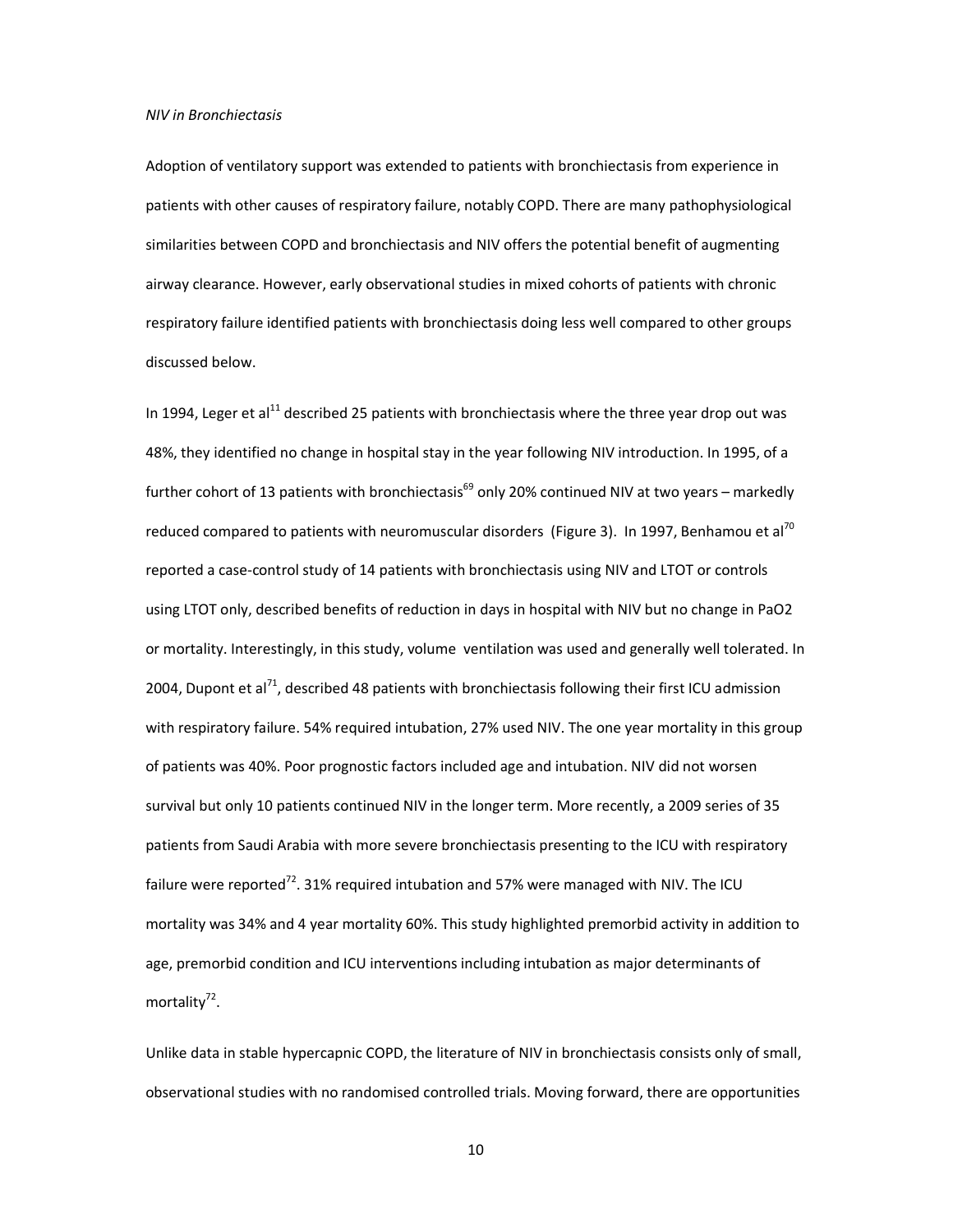*NIV in Bronchiectasis*

Adoption of ventilatory support was extended to patients with bronchiectasis from experience in patients with other causes of respiratory failure, notably COPD. There are many pathophysiological similarities between COPD and bronchiectasis and NIV offers the potential benefit of augmenting airway clearance. However, early observational studies in mixed cohorts of patients with chronic respiratory failure identified patients with bronchiectasis doing less well compared to other groups discussed below.

In 1994, Leger et al[11] described 25 patients with bronchiectasis where the three year drop out was 48%, they identified no change in hospital stay in the year following NIV introduction. In 1995, of a further cohort of 13 patients with bronchiectasis[69] only 20% continued NIV at two years – markedly reduced compared to patients with neuromuscular disorders (Figure 3). In 1997, Benhamou et al[70] reported a case-control study of 14 patients with bronchiectasis using NIV and LTOT or controls using LTOT only, described benefits of reduction in days in hospital with NIV but no change in PaO2 or mortality. Interestingly, in this study, volume ventilation was used and generally well tolerated. In 2004, Dupont et al[71], described 48 patients with bronchiectasis following their first ICU admission with respiratory failure. 54% required intubation, 27% used NIV. The one year mortality in this group of patients was 40%. Poor prognostic factors included age and intubation. NIV did not worsen survival but only 10 patients continued NIV in the longer term. More recently, a 2009 series of 35 patients from Saudi Arabia with more severe bronchiectasis presenting to the ICU with respiratory failure were reported[72]. 31% required intubation and 57% were managed with NIV. The ICU mortality was 34% and 4 year mortality 60%. This study highlighted premorbid activity in addition to age, premorbid condition and ICU interventions including intubation as major determinants of mortality[72].

Unlike data in stable hypercapnic COPD, the literature of NIV in bronchiectasis consists only of small, observational studies with no randomised controlled trials. Moving forward, there are opportunities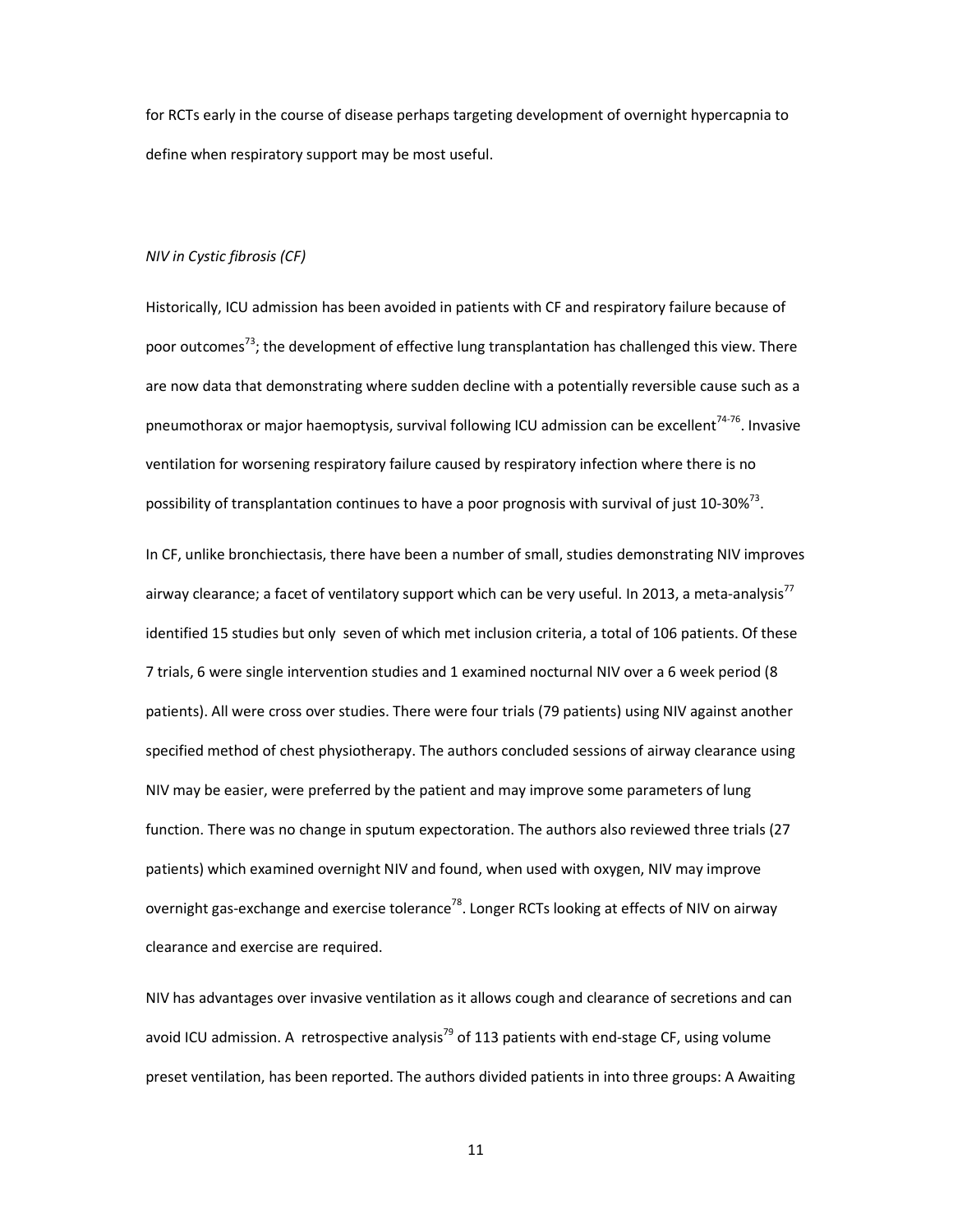for RCTs early in the course of disease perhaps targeting development of overnight hypercapnia to define when respiratory support may be most useful.

*NIV in Cystic fibrosis (CF)*

Historically, ICU admission has been avoided in patients with CF and respiratory failure because of poor outcomes[73]; the development of effective lung transplantation has challenged this view. There are now data that demonstrating where sudden decline with a potentially reversible cause such as a pneumothorax or major haemoptysis, survival following ICU admission can be excellent[74-76]. Invasive ventilation for worsening respiratory failure caused by respiratory infection where there is no possibility of transplantation continues to have a poor prognosis with survival of just 10-30%[73].

In CF, unlike bronchiectasis, there have been a number of small, studies demonstrating NIV improves airway clearance; a facet of ventilatory support which can be very useful. In 2013, a meta-analysis[77] identified 15 studies but only seven of which met inclusion criteria, a total of 106 patients. Of these 7 trials, 6 were single intervention studies and 1 examined nocturnal NIV over a 6 week period (8 patients). All were cross over studies. There were four trials (79 patients) using NIV against another specified method of chest physiotherapy. The authors concluded sessions of airway clearance using NIV may be easier, were preferred by the patient and may improve some parameters of lung function. There was no change in sputum expectoration. The authors also reviewed three trials (27 patients) which examined overnight NIV and found, when used with oxygen, NIV may improve overnight gas-exchange and exercise tolerance[78]. Longer RCTs looking at effects of NIV on airway clearance and exercise are required.

NIV has advantages over invasive ventilation as it allows cough and clearance of secretions and can avoid ICU admission. A retrospective analysis[79] of 113 patients with end-stage CF, using volume preset ventilation, has been reported. The authors divided patients in into three groups: A Awaiting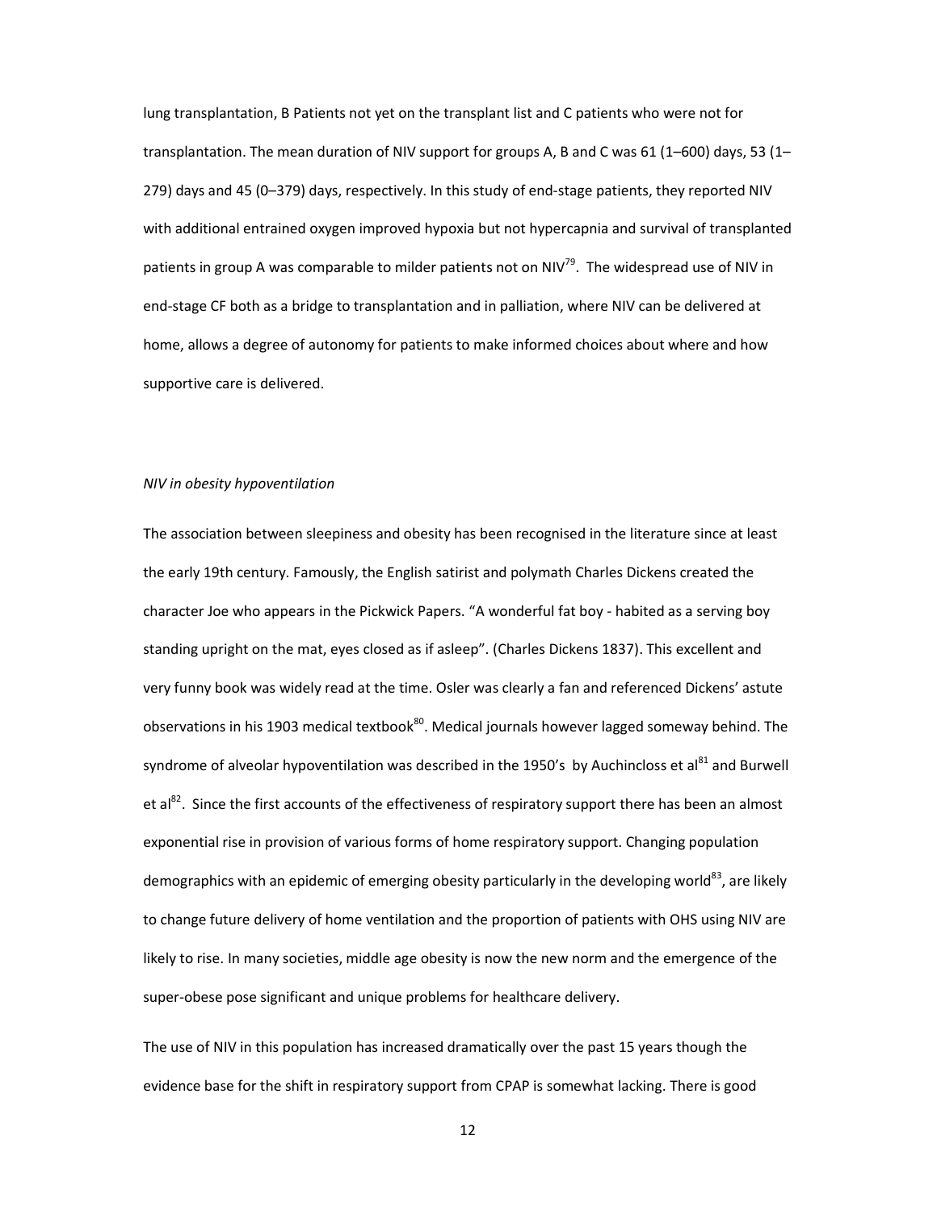lung transplantation, B Patients not yet on the transplant list and C patients who were not for transplantation. The mean duration of NIV support for groups A, B and C was 61 (1–600) days, 53 (1–279) days and 45 (0–379) days, respectively. In this study of end-stage patients, they reported NIV with additional entrained oxygen improved hypoxia but not hypercapnia and survival of transplanted patients in group A was comparable to milder patients not on NIV[79]. The widespread use of NIV in end-stage CF both as a bridge to transplantation and in palliation, where NIV can be delivered at home, allows a degree of autonomy for patients to make informed choices about where and how supportive care is delivered.

*NIV in obesity hypoventilation*

The association between sleepiness and obesity has been recognised in the literature since at least the early 19th century. Famously, the English satirist and polymath Charles Dickens created the character Joe who appears in the Pickwick Papers. "A wonderful fat boy - habited as a serving boy standing upright on the mat, eyes closed as if asleep". (Charles Dickens 1837). This excellent and very funny book was widely read at the time. Osler was clearly a fan and referenced Dickens' astute observations in his 1903 medical textbook[80]. Medical journals however lagged someway behind. The syndrome of alveolar hypoventilation was described in the 1950's by Auchincloss et al[81] and Burwell et al[82]. Since the first accounts of the effectiveness of respiratory support there has been an almost exponential rise in provision of various forms of home respiratory support. Changing population demographics with an epidemic of emerging obesity particularly in the developing world[83], are likely to change future delivery of home ventilation and the proportion of patients with OHS using NIV are likely to rise. In many societies, middle age obesity is now the new norm and the emergence of the super-obese pose significant and unique problems for healthcare delivery.

The use of NIV in this population has increased dramatically over the past 15 years though the evidence base for the shift in respiratory support from CPAP is somewhat lacking. There is good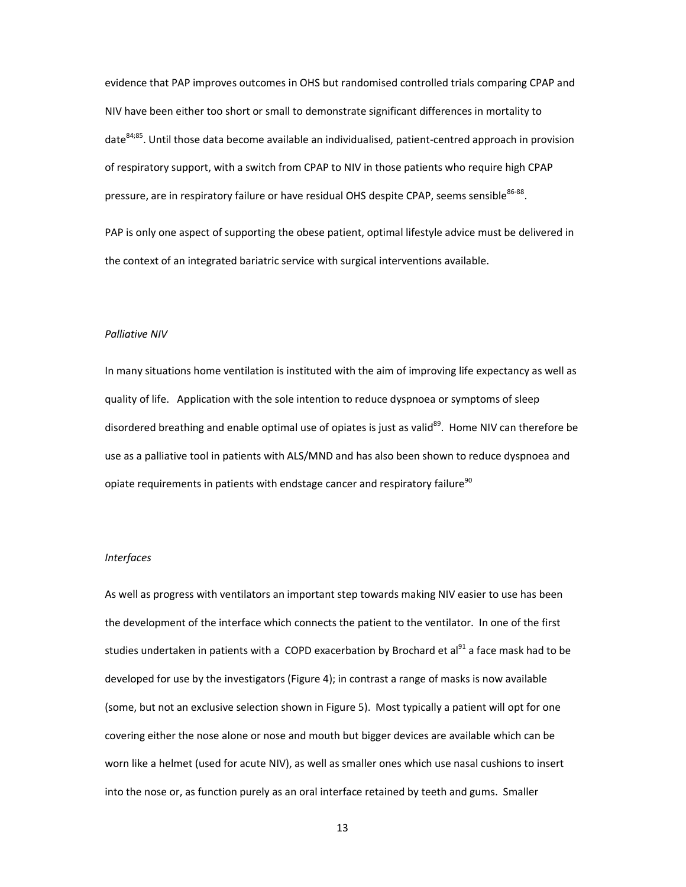evidence that PAP improves outcomes in OHS but randomised controlled trials comparing CPAP and NIV have been either too short or small to demonstrate significant differences in mortality to date[84;85]. Until those data become available an individualised, patient-centred approach in provision of respiratory support, with a switch from CPAP to NIV in those patients who require high CPAP pressure, are in respiratory failure or have residual OHS despite CPAP, seems sensible[86-88].

PAP is only one aspect of supporting the obese patient, optimal lifestyle advice must be delivered in the context of an integrated bariatric service with surgical interventions available.

*Palliative NIV*

In many situations home ventilation is instituted with the aim of improving life expectancy as well as quality of life. Application with the sole intention to reduce dyspnoea or symptoms of sleep disordered breathing and enable optimal use of opiates is just as valid[89]. Home NIV can therefore be use as a palliative tool in patients with ALS/MND and has also been shown to reduce dyspnoea and opiate requirements in patients with endstage cancer and respiratory failure[90]

*Interfaces*

As well as progress with ventilators an important step towards making NIV easier to use has been the development of the interface which connects the patient to the ventilator. In one of the first studies undertaken in patients with a COPD exacerbation by Brochard et al[91] a face mask had to be developed for use by the investigators (Figure 4); in contrast a range of masks is now available (some, but not an exclusive selection shown in Figure 5). Most typically a patient will opt for one covering either the nose alone or nose and mouth but bigger devices are available which can be worn like a helmet (used for acute NIV), as well as smaller ones which use nasal cushions to insert into the nose or, as function purely as an oral interface retained by teeth and gums. Smaller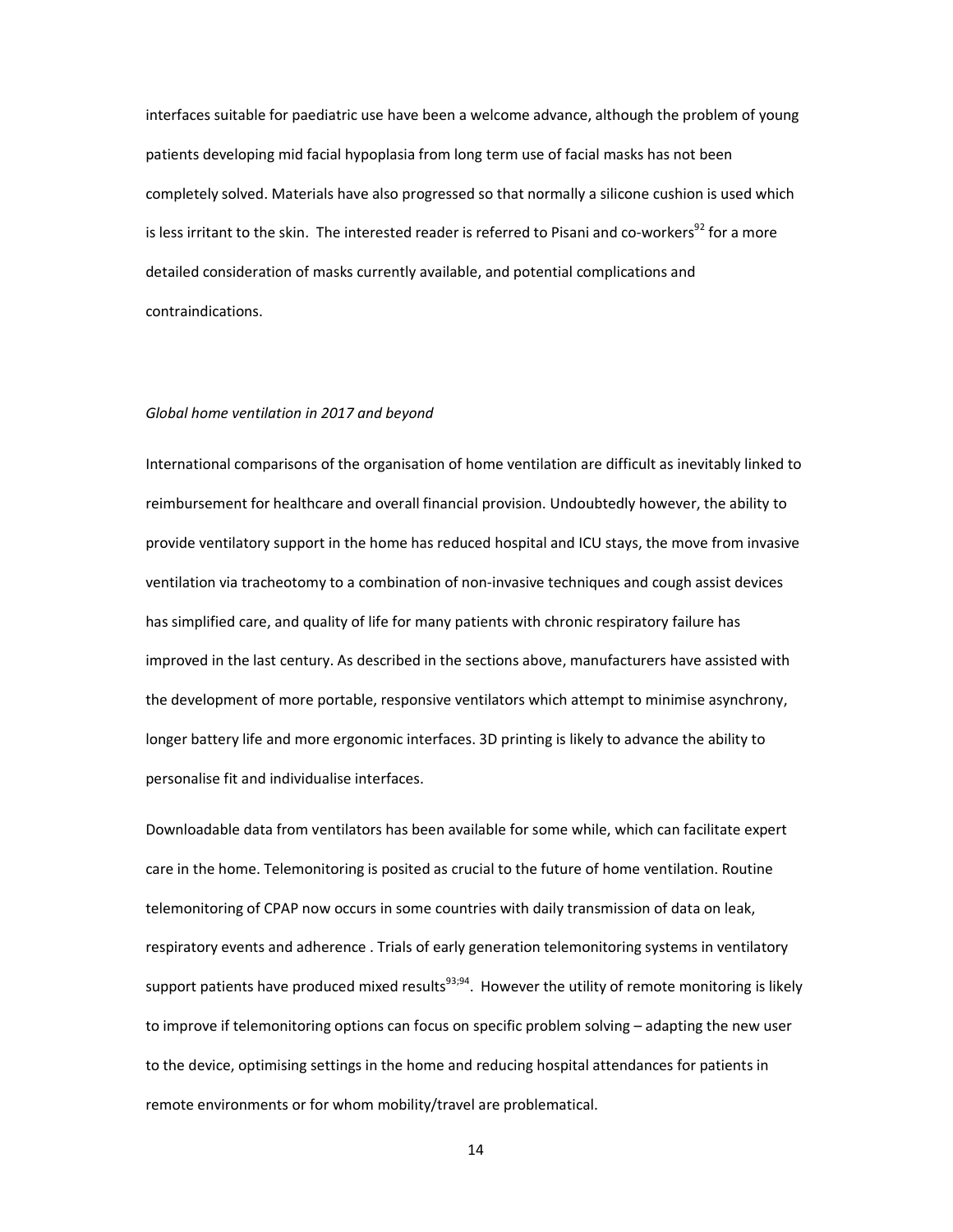interfaces suitable for paediatric use have been a welcome advance, although the problem of young patients developing mid facial hypoplasia from long term use of facial masks has not been completely solved. Materials have also progressed so that normally a silicone cushion is used which is less irritant to the skin. The interested reader is referred to Pisani and co-workers[92] for a more detailed consideration of masks currently available, and potential complications and contraindications.

*Global home ventilation in 2017 and beyond*

International comparisons of the organisation of home ventilation are difficult as inevitably linked to reimbursement for healthcare and overall financial provision. Undoubtedly however, the ability to provide ventilatory support in the home has reduced hospital and ICU stays, the move from invasive ventilation via tracheotomy to a combination of non-invasive techniques and cough assist devices has simplified care, and quality of life for many patients with chronic respiratory failure has improved in the last century. As described in the sections above, manufacturers have assisted with the development of more portable, responsive ventilators which attempt to minimise asynchrony, longer battery life and more ergonomic interfaces. 3D printing is likely to advance the ability to personalise fit and individualise interfaces.

Downloadable data from ventilators has been available for some while, which can facilitate expert care in the home. Telemonitoring is posited as crucial to the future of home ventilation. Routine telemonitoring of CPAP now occurs in some countries with daily transmission of data on leak, respiratory events and adherence . Trials of early generation telemonitoring systems in ventilatory support patients have produced mixed results[93;94]. However the utility of remote monitoring is likely to improve if telemonitoring options can focus on specific problem solving – adapting the new user to the device, optimising settings in the home and reducing hospital attendances for patients in remote environments or for whom mobility/travel are problematical.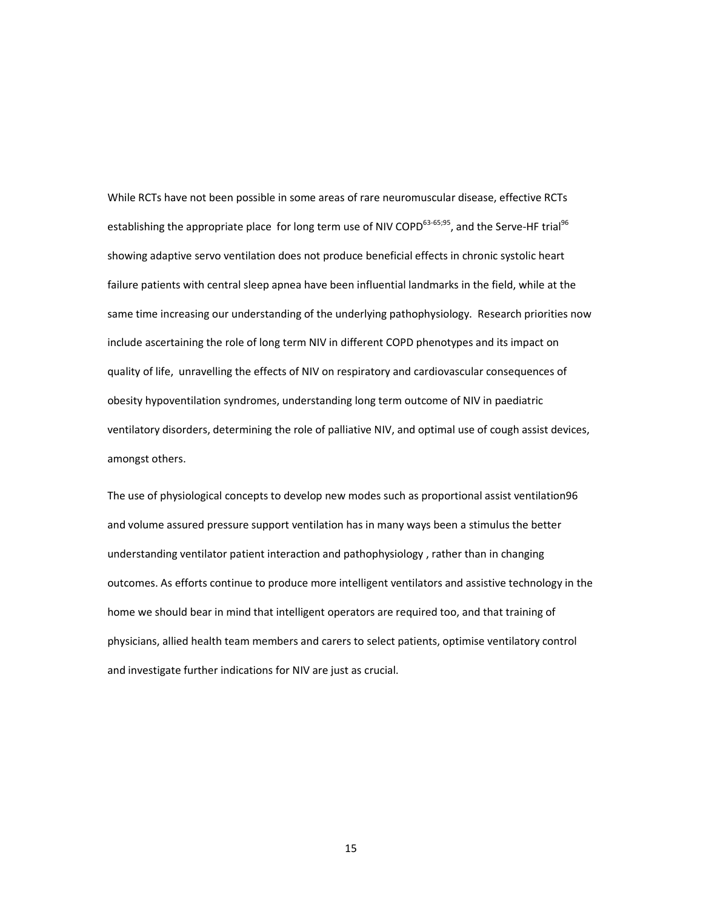While RCTs have not been possible in some areas of rare neuromuscular disease, effective RCTs establishing the appropriate place for long term use of NIV COPD[63-65;95], and the Serve-HF trial[96] showing adaptive servo ventilation does not produce beneficial effects in chronic systolic heart failure patients with central sleep apnea have been influential landmarks in the field, while at the same time increasing our understanding of the underlying pathophysiology. Research priorities now include ascertaining the role of long term NIV in different COPD phenotypes and its impact on quality of life, unravelling the effects of NIV on respiratory and cardiovascular consequences of obesity hypoventilation syndromes, understanding long term outcome of NIV in paediatric ventilatory disorders, determining the role of palliative NIV, and optimal use of cough assist devices, amongst others.

The use of physiological concepts to develop new modes such as proportional assist ventilation96 and volume assured pressure support ventilation has in many ways been a stimulus the better understanding ventilator patient interaction and pathophysiology , rather than in changing outcomes. As efforts continue to produce more intelligent ventilators and assistive technology in the home we should bear in mind that intelligent operators are required too, and that training of physicians, allied health team members and carers to select patients, optimise ventilatory control and investigate further indications for NIV are just as crucial.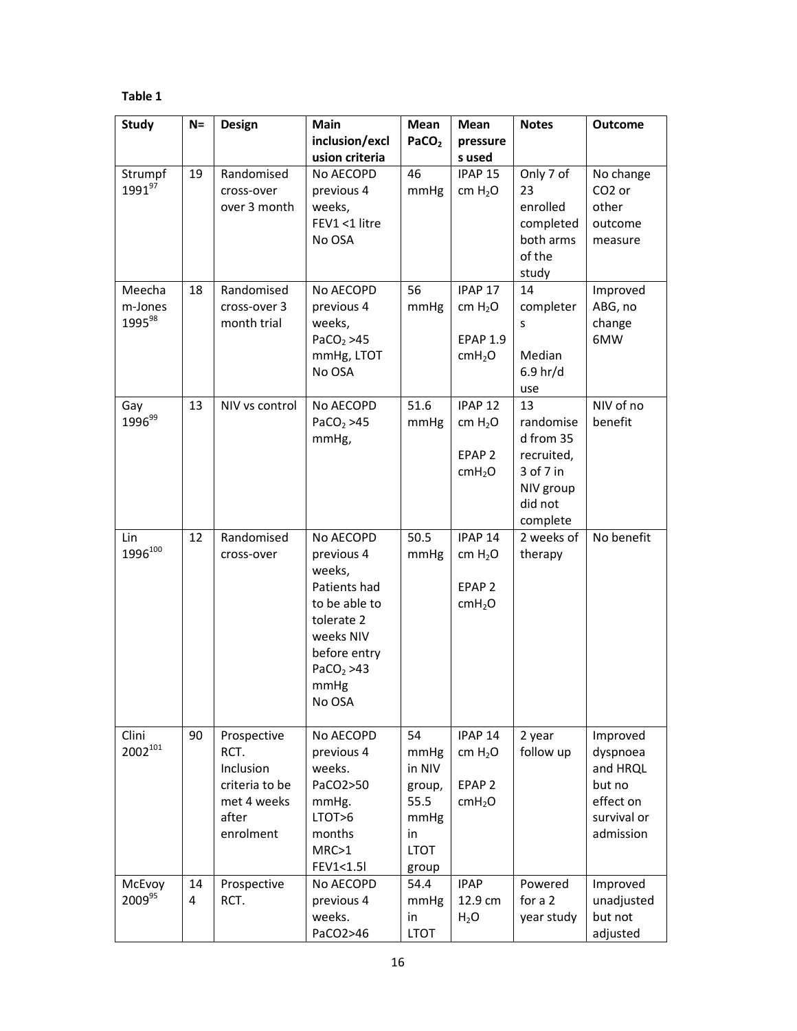**Table 1**

| Study | N= | Design | Main inclusion/exclusion criteria | Mean $PaCO_2$ | Mean pressures used | Notes | Outcome |
|---|---|---|---|---|---|---|---|
| Strumpf 1991[97] | 19 | Randomised cross-over over 3 month | No AECOPD previous 4 weeks, FEV1 <1 litre No OSA | 46 mmHg | IPAP 15 cm $H_2O$ | Only 7 of 23 enrolled completed both arms of the study | No change $CO_2$ or other outcome measure |
| Meecham-Jones 1995[98] | 18 | Randomised cross-over 3 month trial | No AECOPD previous 4 weeks, $PaCO_2$ >45 mmHg, LTOT No OSA | 56 mmHg | IPAP 17 cm $H_2O$ EPAP 1.9 $cmH_2O$ | 14 completers Median 6.9 hr/d use | Improved ABG, no change 6MW |
| Gay 1996[99] | 13 | NIV vs control | No AECOPD $PaCO_2$ >45 mmHg, | 51.6 mmHg | IPAP 12 cm $H_2O$ EPAP 2 $cmH_2O$ | 13 randomised from 35 recruited, 3 of 7 in NIV group did not complete | NIV of no benefit |
| Lin 1996[100] | 12 | Randomised cross-over | No AECOPD previous 4 weeks, Patients had to be able to tolerate 2 weeks NIV before entry $PaCO_2$ >43 mmHg No OSA | 50.5 mmHg | IPAP 14 cm $H_2O$ EPAP 2 $cmH_2O$ | 2 weeks of therapy | No benefit |
| Clini 2002[101] | 90 | Prospective RCT. Inclusion criteria to be met 4 weeks after enrolment | No AECOPD previous 4 weeks. $PaCO_2$>50 mmHg. LTOT>6 months MRC>1 FEV1<1.5l | 54 mmHg in NIV group, 55.5 mmHg in LTOT group | IPAP 14 cm $H_2O$ EPAP 2 $cmH_2O$ | 2 year follow up | Improved dyspnoea and HRQL but no effect on survival or admission |
| McEvoy 2009[95] | 144 | Prospective RCT. | No AECOPD previous 4 weeks. $PaCO_2$>46 | 54.4 mmHg in LTOT | IPAP 12.9 cm $H_2O$ | Powered for a 2 year study | Improved unadjusted but not adjusted |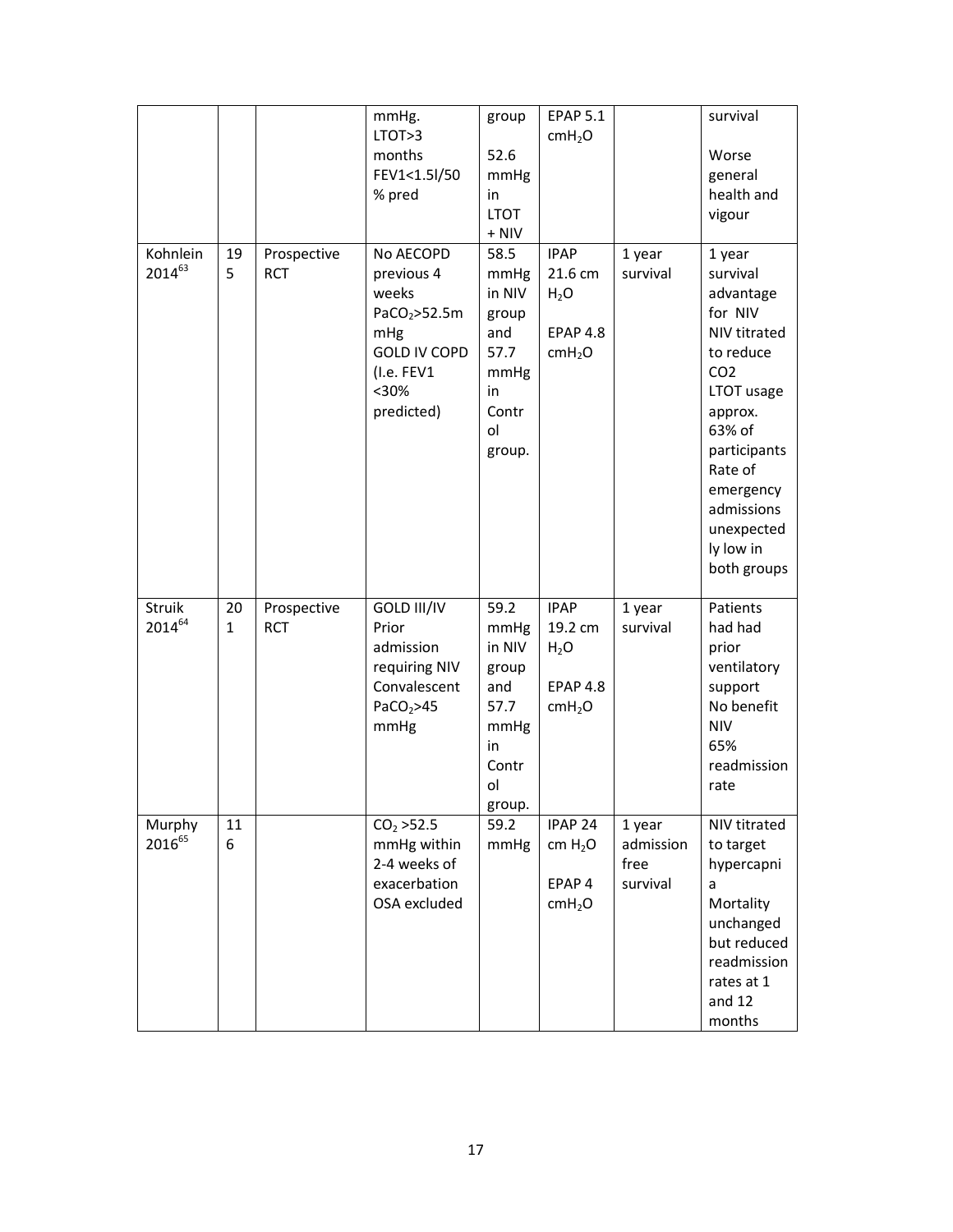| | | | mmHg. LTOT>3 months FEV1<1.5l/50 % pred | group 52.6 mmHg in LTOT + NIV | EPAP 5.1 $cmH_2O$ | | survival Worse general health and vigour |
|---|---|---|---|---|---|---|---|
| Kohnlein 2014[63] | 195 | Prospective RCT | No AECOPD previous 4 weeks $PaCO_2$>52.5mmHg GOLD IV COPD (I.e. FEV1 <30% predicted) | 58.5 mmHg in NIV group and 57.7 mmHg in Control group. | IPAP 21.6 cm $H_2O$ EPAP 4.8 $cmH_2O$ | 1 year survival | 1 year survival advantage for NIV NIV titrated to reduce CO2 LTOT usage approx. 63% of participants Rate of emergency admissions unexpectedly low in both groups |
| Struik 2014[64] | 201 | Prospective RCT | GOLD III/IV Prior admission requiring NIV Convalescent $PaCO_2$>45 mmHg | 59.2 mmHg in NIV group and 57.7 mmHg in Control group. | IPAP 19.2 cm $H_2O$ EPAP 4.8 $cmH_2O$ | 1 year survival | Patients had had prior ventilatory support No benefit NIV 65% readmission rate |
| Murphy 2016[65] | 116 | | $CO_2$ >52.5 mmHg within 2-4 weeks of exacerbation OSA excluded | 59.2 mmHg | IPAP 24 cm $H_2O$ EPAP 4 $cmH_2O$ | 1 year admission free survival | NIV titrated to target hypercapnia Mortality unchanged but reduced readmission rates at 1 and 12 months |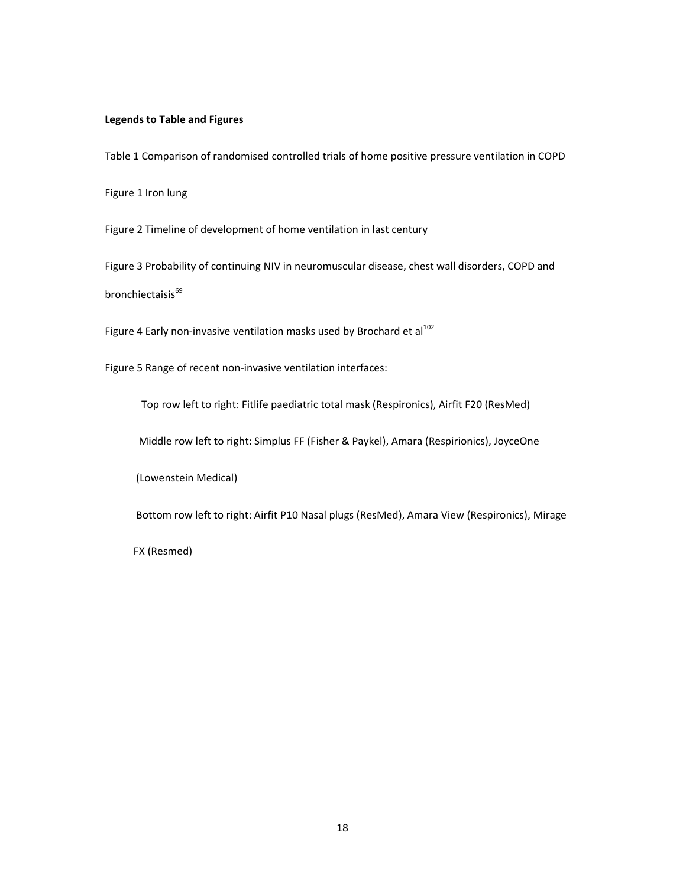**Legends to Table and Figures**

Table 1 Comparison of randomised controlled trials of home positive pressure ventilation in COPD

Figure 1 Iron lung

Figure 2 Timeline of development of home ventilation in last century

Figure 3 Probability of continuing NIV in neuromuscular disease, chest wall disorders, COPD and bronchiectaisis[69]

Figure 4 Early non-invasive ventilation masks used by Brochard et al[102]

Figure 5 Range of recent non-invasive ventilation interfaces:

Top row left to right: Fitlife paediatric total mask (Respironics), Airfit F20 (ResMed)

Middle row left to right: Simplus FF (Fisher & Paykel), Amara (Respirionics), JoyceOne (Lowenstein Medical)

Bottom row left to right: Airfit P10 Nasal plugs (ResMed), Amara View (Respironics), Mirage FX (Resmed)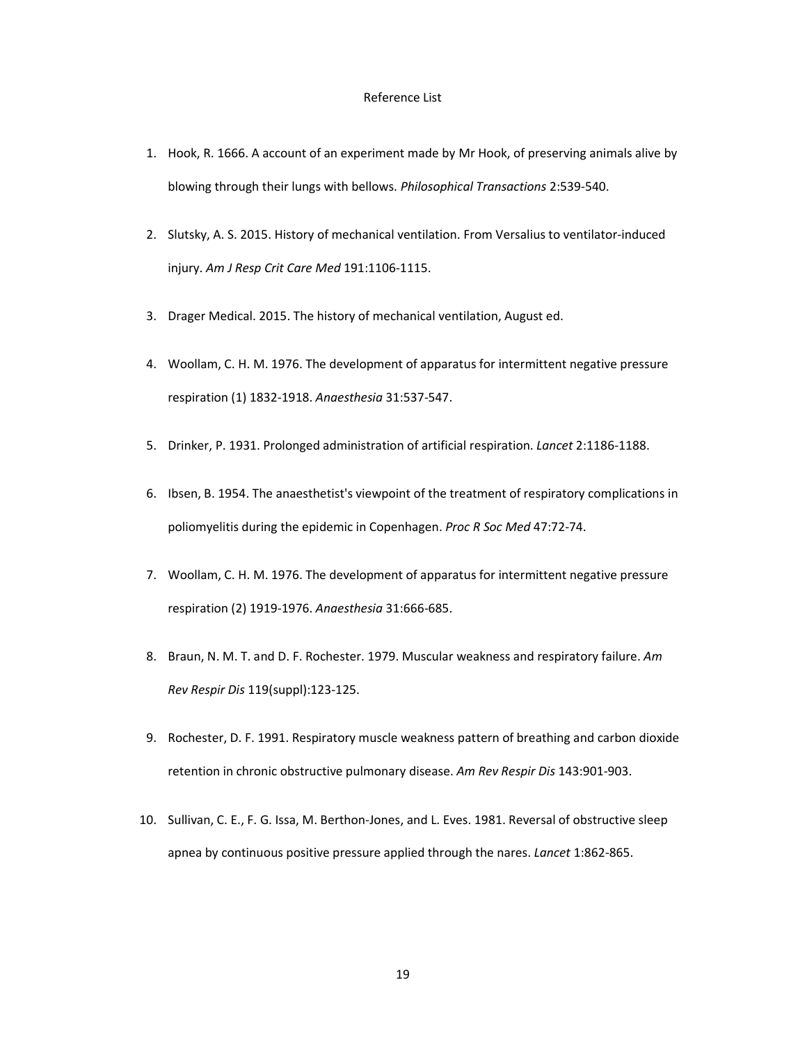# Reference List

1. Hook, R. 1666. A account of an experiment made by Mr Hook, of preserving animals alive by blowing through their lungs with bellows. *Philosophical Transactions* 2:539-540.
2. Slutsky, A. S. 2015. History of mechanical ventilation. From Versalius to ventilator-induced injury. *Am J Resp Crit Care Med* 191:1106-1115.
3. Drager Medical. 2015. The history of mechanical ventilation, August ed.
4. Woollam, C. H. M. 1976. The development of apparatus for intermittent negative pressure respiration (1) 1832-1918. *Anaesthesia* 31:537-547.
5. Drinker, P. 1931. Prolonged administration of artificial respiration. *Lancet* 2:1186-1188.
6. Ibsen, B. 1954. The anaesthetist's viewpoint of the treatment of respiratory complications in poliomyelitis during the epidemic in Copenhagen. *Proc R Soc Med* 47:72-74.
7. Woollam, C. H. M. 1976. The development of apparatus for intermittent negative pressure respiration (2) 1919-1976. *Anaesthesia* 31:666-685.
8. Braun, N. M. T. and D. F. Rochester. 1979. Muscular weakness and respiratory failure. *Am Rev Respir Dis* 119(suppl):123-125.
9. Rochester, D. F. 1991. Respiratory muscle weakness pattern of breathing and carbon dioxide retention in chronic obstructive pulmonary disease. *Am Rev Respir Dis* 143:901-903.
10. Sullivan, C. E., F. G. Issa, M. Berthon-Jones, and L. Eves. 1981. Reversal of obstructive sleep apnea by continuous positive pressure applied through the nares. *Lancet* 1:862-865.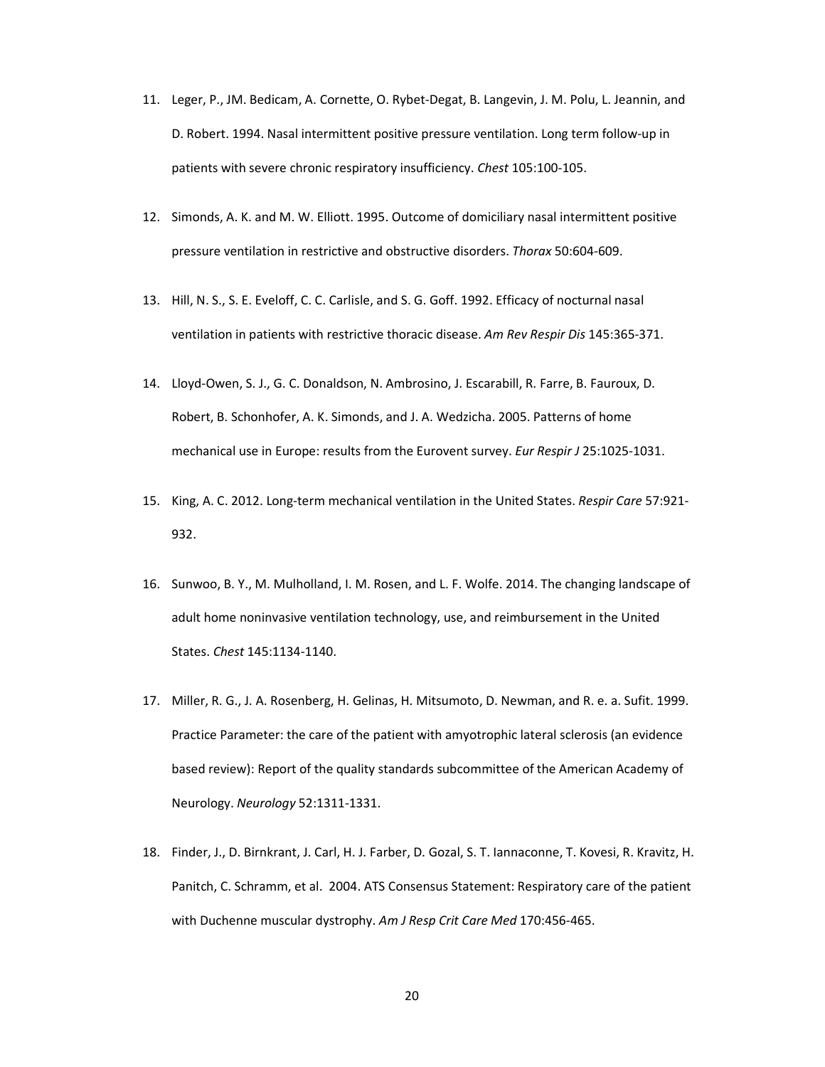11. Leger, P., JM. Bedicam, A. Cornette, O. Rybet-Degat, B. Langevin, J. M. Polu, L. Jeannin, and D. Robert. 1994. Nasal intermittent positive pressure ventilation. Long term follow-up in patients with severe chronic respiratory insufficiency. *Chest* 105:100-105.

12. Simonds, A. K. and M. W. Elliott. 1995. Outcome of domiciliary nasal intermittent positive pressure ventilation in restrictive and obstructive disorders. *Thorax* 50:604-609.

13. Hill, N. S., S. E. Eveloff, C. C. Carlisle, and S. G. Goff. 1992. Efficacy of nocturnal nasal ventilation in patients with restrictive thoracic disease. *Am Rev Respir Dis* 145:365-371.

14. Lloyd-Owen, S. J., G. C. Donaldson, N. Ambrosino, J. Escarabill, R. Farre, B. Fauroux, D. Robert, B. Schonhofer, A. K. Simonds, and J. A. Wedzicha. 2005. Patterns of home mechanical use in Europe: results from the Eurovent survey. *Eur Respir J* 25:1025-1031.

15. King, A. C. 2012. Long-term mechanical ventilation in the United States. *Respir Care* 57:921-932.

16. Sunwoo, B. Y., M. Mulholland, I. M. Rosen, and L. F. Wolfe. 2014. The changing landscape of adult home noninvasive ventilation technology, use, and reimbursement in the United States. *Chest* 145:1134-1140.

17. Miller, R. G., J. A. Rosenberg, H. Gelinas, H. Mitsumoto, D. Newman, and R. e. a. Sufit. 1999. Practice Parameter: the care of the patient with amyotrophic lateral sclerosis (an evidence based review): Report of the quality standards subcommittee of the American Academy of Neurology. *Neurology* 52:1311-1331.

18. Finder, J., D. Birnkrant, J. Carl, H. J. Farber, D. Gozal, S. T. Iannaconne, T. Kovesi, R. Kravitz, H. Panitch, C. Schramm, et al. 2004. ATS Consensus Statement: Respiratory care of the patient with Duchenne muscular dystrophy. *Am J Resp Crit Care Med* 170:456-465.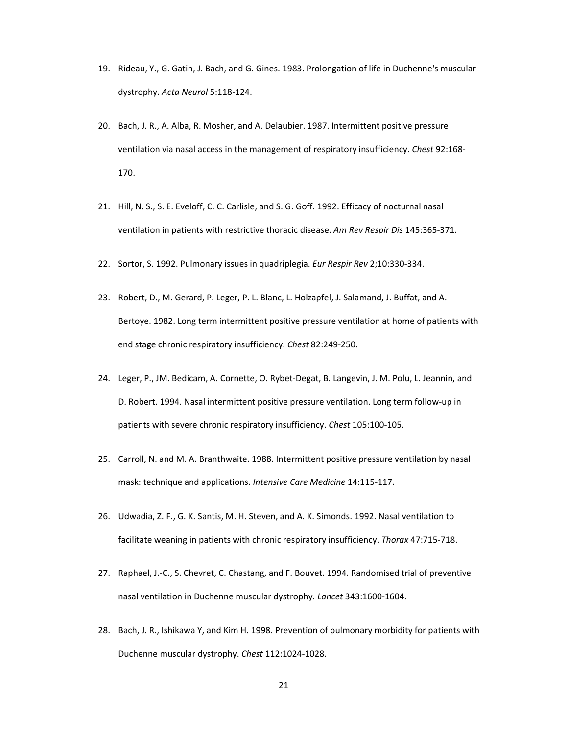19. Rideau, Y., G. Gatin, J. Bach, and G. Gines. 1983. Prolongation of life in Duchenne's muscular dystrophy. *Acta Neurol* 5:118-124.

20. Bach, J. R., A. Alba, R. Mosher, and A. Delaubier. 1987. Intermittent positive pressure ventilation via nasal access in the management of respiratory insufficiency. *Chest* 92:168-170.

21. Hill, N. S., S. E. Eveloff, C. C. Carlisle, and S. G. Goff. 1992. Efficacy of nocturnal nasal ventilation in patients with restrictive thoracic disease. *Am Rev Respir Dis* 145:365-371.

22. Sortor, S. 1992. Pulmonary issues in quadriplegia. *Eur Respir Rev* 2;10:330-334.

23. Robert, D., M. Gerard, P. Leger, P. L. Blanc, L. Holzapfel, J. Salamand, J. Buffat, and A. Bertoye. 1982. Long term intermittent positive pressure ventilation at home of patients with end stage chronic respiratory insufficiency. *Chest* 82:249-250.

24. Leger, P., JM. Bedicam, A. Cornette, O. Rybet-Degat, B. Langevin, J. M. Polu, L. Jeannin, and D. Robert. 1994. Nasal intermittent positive pressure ventilation. Long term follow-up in patients with severe chronic respiratory insufficiency. *Chest* 105:100-105.

25. Carroll, N. and M. A. Branthwaite. 1988. Intermittent positive pressure ventilation by nasal mask: technique and applications. *Intensive Care Medicine* 14:115-117.

26. Udwadia, Z. F., G. K. Santis, M. H. Steven, and A. K. Simonds. 1992. Nasal ventilation to facilitate weaning in patients with chronic respiratory insufficiency. *Thorax* 47:715-718.

27. Raphael, J.-C., S. Chevret, C. Chastang, and F. Bouvet. 1994. Randomised trial of preventive nasal ventilation in Duchenne muscular dystrophy. *Lancet* 343:1600-1604.

28. Bach, J. R., Ishikawa Y, and Kim H. 1998. Prevention of pulmonary morbidity for patients with Duchenne muscular dystrophy. *Chest* 112:1024-1028.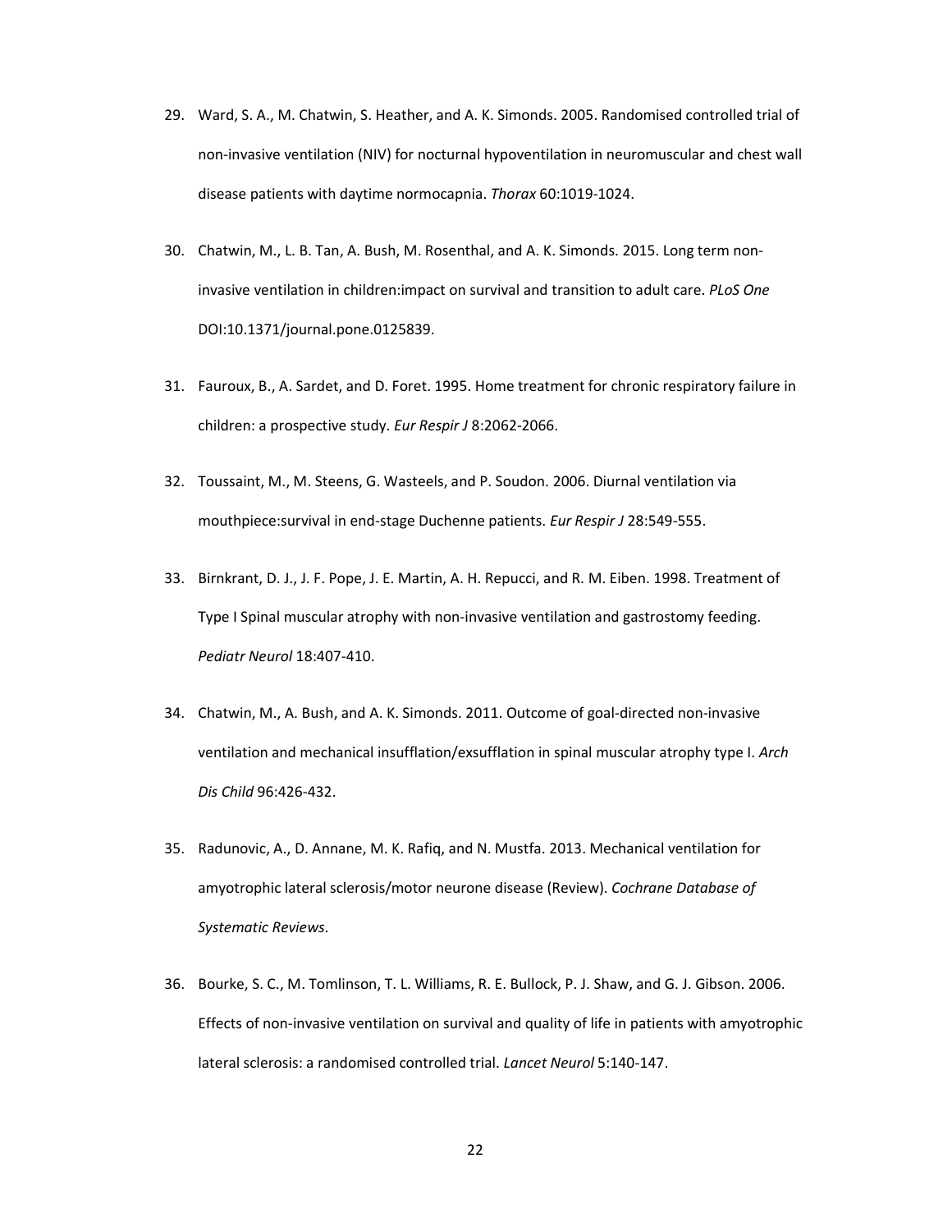29. Ward, S. A., M. Chatwin, S. Heather, and A. K. Simonds. 2005. Randomised controlled trial of non-invasive ventilation (NIV) for nocturnal hypoventilation in neuromuscular and chest wall disease patients with daytime normocapnia. *Thorax* 60:1019-1024.

30. Chatwin, M., L. B. Tan, A. Bush, M. Rosenthal, and A. K. Simonds. 2015. Long term non-invasive ventilation in children:impact on survival and transition to adult care. *PLoS One* DOI:10.1371/journal.pone.0125839.

31. Fauroux, B., A. Sardet, and D. Foret. 1995. Home treatment for chronic respiratory failure in children: a prospective study. *Eur Respir J* 8:2062-2066.

32. Toussaint, M., M. Steens, G. Wasteels, and P. Soudon. 2006. Diurnal ventilation via mouthpiece:survival in end-stage Duchenne patients. *Eur Respir J* 28:549-555.

33. Birnkrant, D. J., J. F. Pope, J. E. Martin, A. H. Repucci, and R. M. Eiben. 1998. Treatment of Type I Spinal muscular atrophy with non-invasive ventilation and gastrostomy feeding. *Pediatr Neurol* 18:407-410.

34. Chatwin, M., A. Bush, and A. K. Simonds. 2011. Outcome of goal-directed non-invasive ventilation and mechanical insufflation/exsufflation in spinal muscular atrophy type I. *Arch Dis Child* 96:426-432.

35. Radunovic, A., D. Annane, M. K. Rafiq, and N. Mustfa. 2013. Mechanical ventilation for amyotrophic lateral sclerosis/motor neurone disease (Review). *Cochrane Database of Systematic Reviews*.

36. Bourke, S. C., M. Tomlinson, T. L. Williams, R. E. Bullock, P. J. Shaw, and G. J. Gibson. 2006. Effects of non-invasive ventilation on survival and quality of life in patients with amyotrophic lateral sclerosis: a randomised controlled trial. *Lancet Neurol* 5:140-147.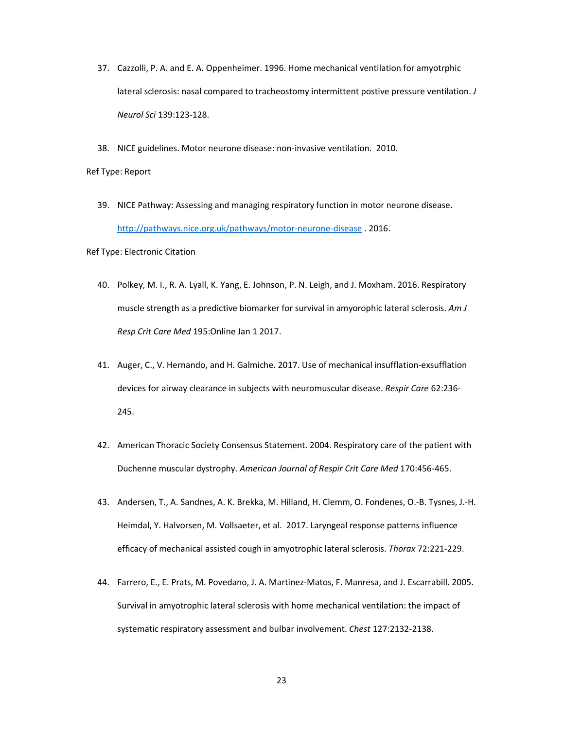37. Cazzolli, P. A. and E. A. Oppenheimer. 1996. Home mechanical ventilation for amyotrphic lateral sclerosis: nasal compared to tracheostomy intermittent postive pressure ventilation. *J Neurol Sci* 139:123-128.

38. NICE guidelines. Motor neurone disease: non-invasive ventilation. 2010.

Ref Type: Report

39. NICE Pathway: Assessing and managing respiratory function in motor neurone disease. http://pathways.nice.org.uk/pathways/motor-neurone-disease . 2016.

Ref Type: Electronic Citation

40. Polkey, M. I., R. A. Lyall, K. Yang, E. Johnson, P. N. Leigh, and J. Moxham. 2016. Respiratory muscle strength as a predictive biomarker for survival in amyorophic lateral sclerosis. *Am J Resp Crit Care Med* 195:Online Jan 1 2017.

41. Auger, C., V. Hernando, and H. Galmiche. 2017. Use of mechanical insufflation-exsufflation devices for airway clearance in subjects with neuromuscular disease. *Respir Care* 62:236-245.

42. American Thoracic Society Consensus Statement. 2004. Respiratory care of the patient with Duchenne muscular dystrophy. *American Journal of Respir Crit Care Med* 170:456-465.

43. Andersen, T., A. Sandnes, A. K. Brekka, M. Hilland, H. Clemm, O. Fondenes, O.-B. Tysnes, J.-H. Heimdal, Y. Halvorsen, M. Vollsaeter, et al. 2017. Laryngeal response patterns influence efficacy of mechanical assisted cough in amyotrophic lateral sclerosis. *Thorax* 72:221-229.

44. Farrero, E., E. Prats, M. Povedano, J. A. Martinez-Matos, F. Manresa, and J. Escarrabill. 2005. Survival in amyotrophic lateral sclerosis with home mechanical ventilation: the impact of systematic respiratory assessment and bulbar involvement. *Chest* 127:2132-2138.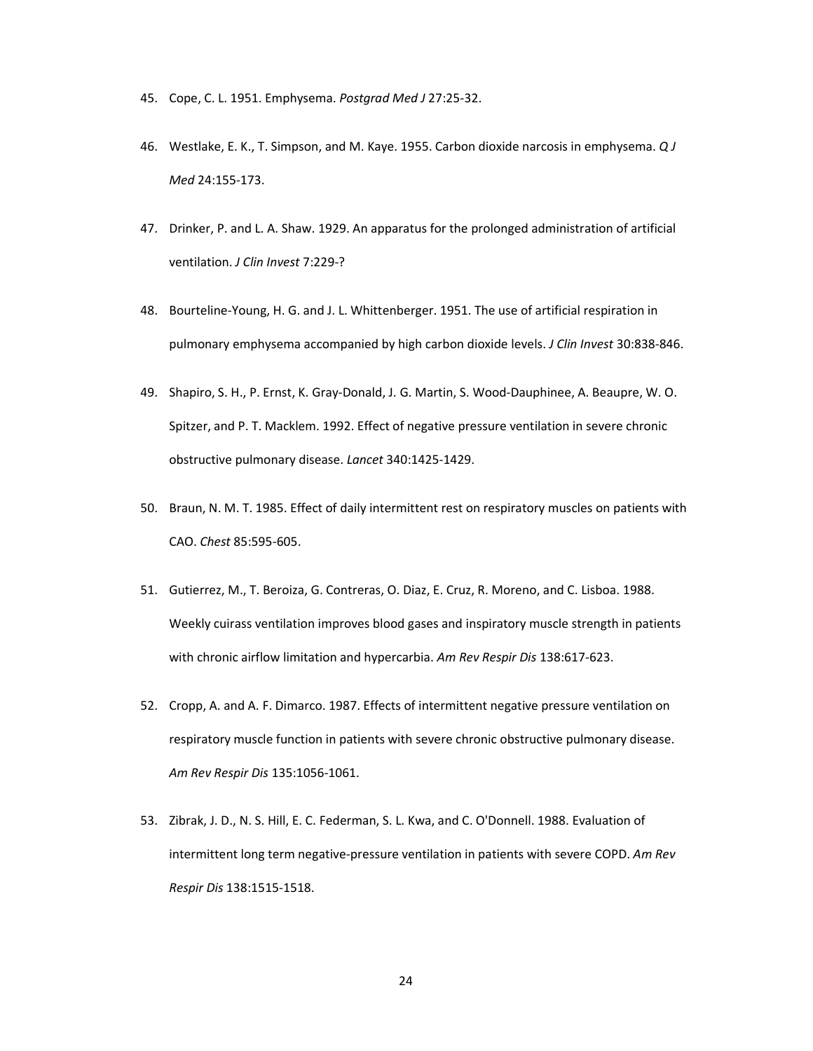45. Cope, C. L. 1951. Emphysema. *Postgrad Med J* 27:25-32.

46. Westlake, E. K., T. Simpson, and M. Kaye. 1955. Carbon dioxide narcosis in emphysema. *Q J Med* 24:155-173.

47. Drinker, P. and L. A. Shaw. 1929. An apparatus for the prolonged administration of artificial ventilation. *J Clin Invest* 7:229-?

48. Bourteline-Young, H. G. and J. L. Whittenberger. 1951. The use of artificial respiration in pulmonary emphysema accompanied by high carbon dioxide levels. *J Clin Invest* 30:838-846.

49. Shapiro, S. H., P. Ernst, K. Gray-Donald, J. G. Martin, S. Wood-Dauphinee, A. Beaupre, W. O. Spitzer, and P. T. Macklem. 1992. Effect of negative pressure ventilation in severe chronic obstructive pulmonary disease. *Lancet* 340:1425-1429.

50. Braun, N. M. T. 1985. Effect of daily intermittent rest on respiratory muscles on patients with CAO. *Chest* 85:595-605.

51. Gutierrez, M., T. Beroiza, G. Contreras, O. Diaz, E. Cruz, R. Moreno, and C. Lisboa. 1988. Weekly cuirass ventilation improves blood gases and inspiratory muscle strength in patients with chronic airflow limitation and hypercarbia. *Am Rev Respir Dis* 138:617-623.

52. Cropp, A. and A. F. Dimarco. 1987. Effects of intermittent negative pressure ventilation on respiratory muscle function in patients with severe chronic obstructive pulmonary disease. *Am Rev Respir Dis* 135:1056-1061.

53. Zibrak, J. D., N. S. Hill, E. C. Federman, S. L. Kwa, and C. O'Donnell. 1988. Evaluation of intermittent long term negative-pressure ventilation in patients with severe COPD. *Am Rev Respir Dis* 138:1515-1518.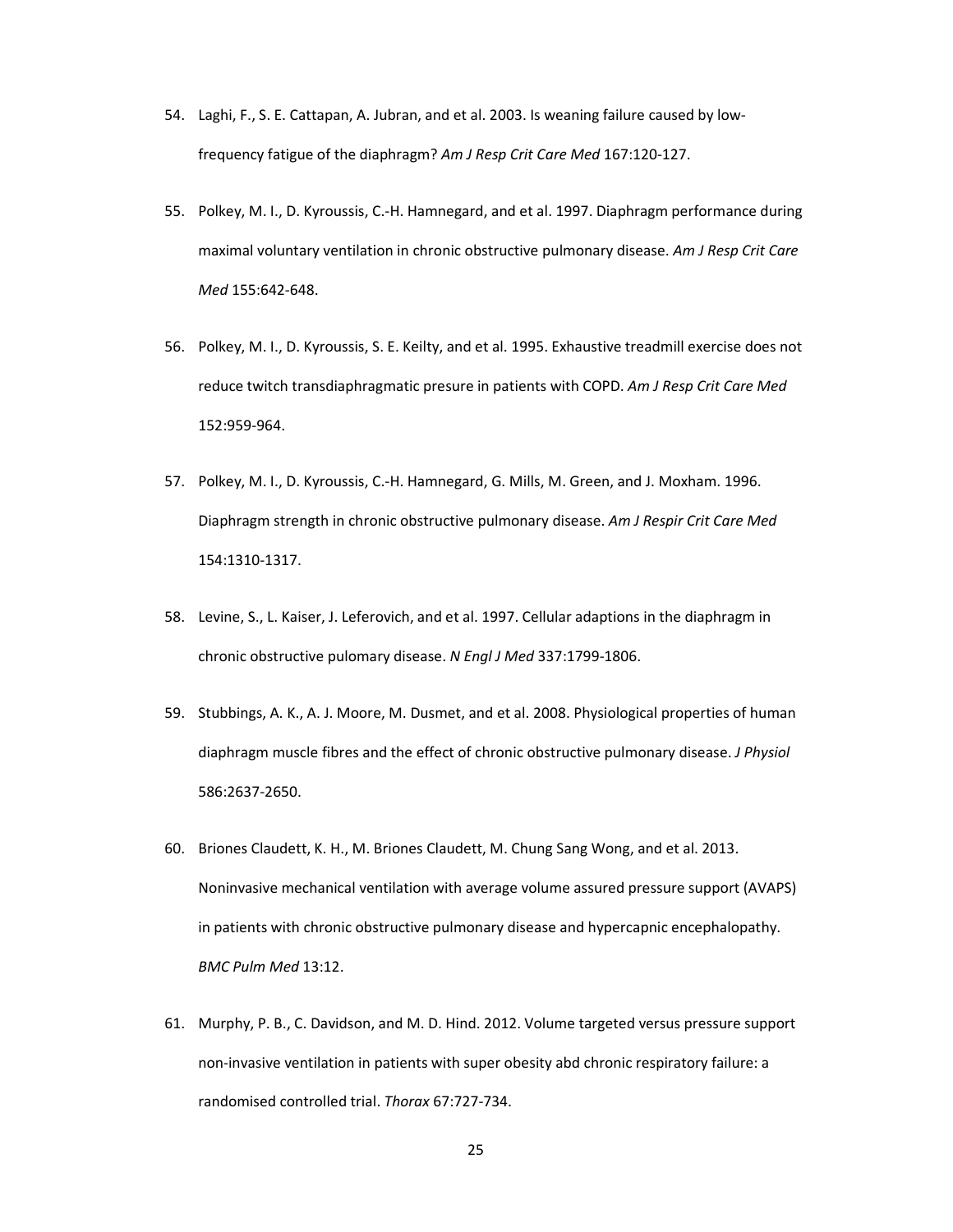54. Laghi, F., S. E. Cattapan, A. Jubran, and et al. 2003. Is weaning failure caused by low-frequency fatigue of the diaphragm? *Am J Resp Crit Care Med* 167:120-127.

55. Polkey, M. I., D. Kyroussis, C.-H. Hamnegard, and et al. 1997. Diaphragm performance during maximal voluntary ventilation in chronic obstructive pulmonary disease. *Am J Resp Crit Care Med* 155:642-648.

56. Polkey, M. I., D. Kyroussis, S. E. Keilty, and et al. 1995. Exhaustive treadmill exercise does not reduce twitch transdiaphragmatic presure in patients with COPD. *Am J Resp Crit Care Med* 152:959-964.

57. Polkey, M. I., D. Kyroussis, C.-H. Hamnegard, G. Mills, M. Green, and J. Moxham. 1996. Diaphragm strength in chronic obstructive pulmonary disease. *Am J Respir Crit Care Med* 154:1310-1317.

58. Levine, S., L. Kaiser, J. Leferovich, and et al. 1997. Cellular adaptions in the diaphragm in chronic obstructive pulomary disease. *N Engl J Med* 337:1799-1806.

59. Stubbings, A. K., A. J. Moore, M. Dusmet, and et al. 2008. Physiological properties of human diaphragm muscle fibres and the effect of chronic obstructive pulmonary disease. *J Physiol* 586:2637-2650.

60. Briones Claudett, K. H., M. Briones Claudett, M. Chung Sang Wong, and et al. 2013. Noninvasive mechanical ventilation with average volume assured pressure support (AVAPS) in patients with chronic obstructive pulmonary disease and hypercapnic encephalopathy. *BMC Pulm Med* 13:12.

61. Murphy, P. B., C. Davidson, and M. D. Hind. 2012. Volume targeted versus pressure support non-invasive ventilation in patients with super obesity abd chronic respiratory failure: a randomised controlled trial. *Thorax* 67:727-734.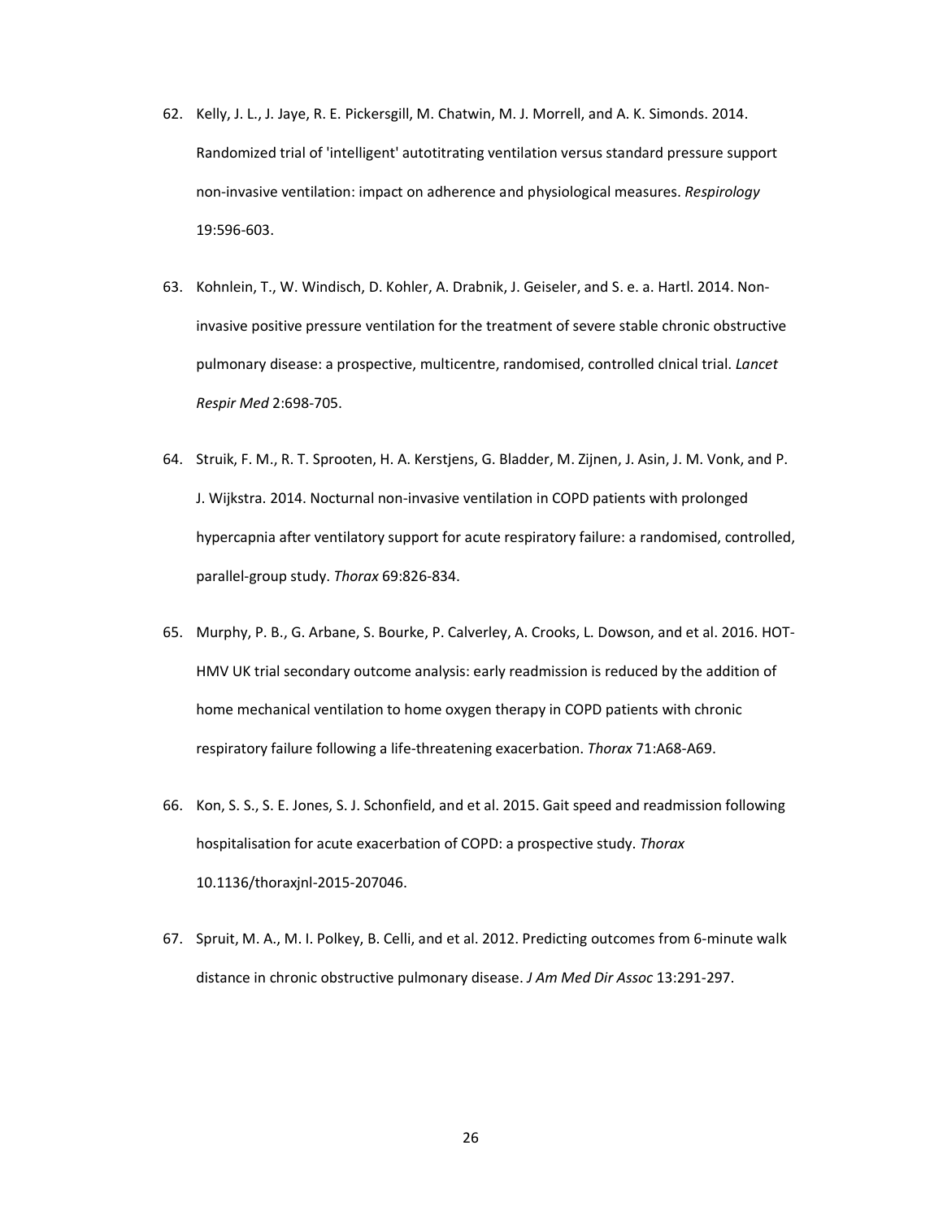62. Kelly, J. L., J. Jaye, R. E. Pickersgill, M. Chatwin, M. J. Morrell, and A. K. Simonds. 2014. Randomized trial of 'intelligent' autotitrating ventilation versus standard pressure support non-invasive ventilation: impact on adherence and physiological measures. *Respirology* 19:596-603.

63. Kohnlein, T., W. Windisch, D. Kohler, A. Drabnik, J. Geiseler, and S. e. a. Hartl. 2014. Non-invasive positive pressure ventilation for the treatment of severe stable chronic obstructive pulmonary disease: a prospective, multicentre, randomised, controlled clnical trial. *Lancet Respir Med* 2:698-705.

64. Struik, F. M., R. T. Sprooten, H. A. Kerstjens, G. Bladder, M. Zijnen, J. Asin, J. M. Vonk, and P. J. Wijkstra. 2014. Nocturnal non-invasive ventilation in COPD patients with prolonged hypercapnia after ventilatory support for acute respiratory failure: a randomised, controlled, parallel-group study. *Thorax* 69:826-834.

65. Murphy, P. B., G. Arbane, S. Bourke, P. Calverley, A. Crooks, L. Dowson, and et al. 2016. HOT-HMV UK trial secondary outcome analysis: early readmission is reduced by the addition of home mechanical ventilation to home oxygen therapy in COPD patients with chronic respiratory failure following a life-threatening exacerbation. *Thorax* 71:A68-A69.

66. Kon, S. S., S. E. Jones, S. J. Schonfield, and et al. 2015. Gait speed and readmission following hospitalisation for acute exacerbation of COPD: a prospective study. *Thorax* 10.1136/thoraxjnl-2015-207046.

67. Spruit, M. A., M. I. Polkey, B. Celli, and et al. 2012. Predicting outcomes from 6-minute walk distance in chronic obstructive pulmonary disease. *J Am Med Dir Assoc* 13:291-297.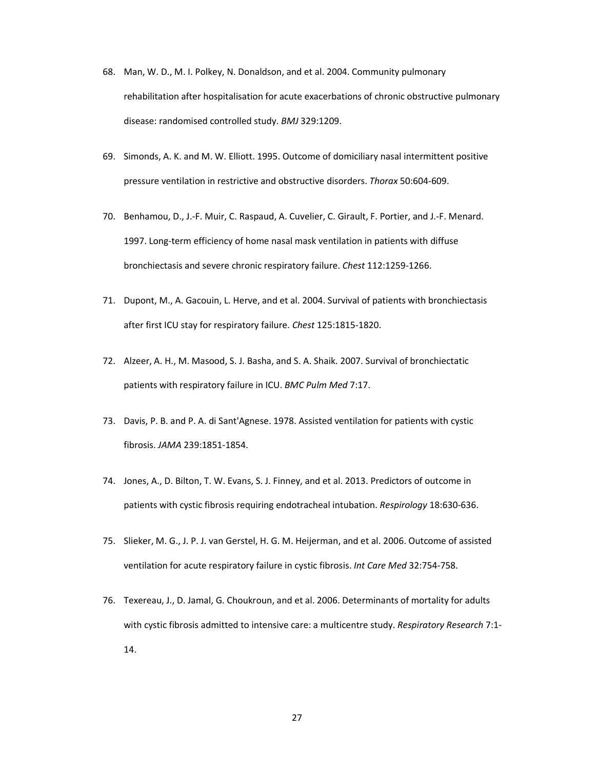68. Man, W. D., M. I. Polkey, N. Donaldson, and et al. 2004. Community pulmonary rehabilitation after hospitalisation for acute exacerbations of chronic obstructive pulmonary disease: randomised controlled study. *BMJ* 329:1209.

69. Simonds, A. K. and M. W. Elliott. 1995. Outcome of domiciliary nasal intermittent positive pressure ventilation in restrictive and obstructive disorders. *Thorax* 50:604-609.

70. Benhamou, D., J.-F. Muir, C. Raspaud, A. Cuvelier, C. Girault, F. Portier, and J.-F. Menard. 1997. Long-term efficiency of home nasal mask ventilation in patients with diffuse bronchiectasis and severe chronic respiratory failure. *Chest* 112:1259-1266.

71. Dupont, M., A. Gacouin, L. Herve, and et al. 2004. Survival of patients with bronchiectasis after first ICU stay for respiratory failure. *Chest* 125:1815-1820.

72. Alzeer, A. H., M. Masood, S. J. Basha, and S. A. Shaik. 2007. Survival of bronchiectatic patients with respiratory failure in ICU. *BMC Pulm Med* 7:17.

73. Davis, P. B. and P. A. di Sant'Agnese. 1978. Assisted ventilation for patients with cystic fibrosis. *JAMA* 239:1851-1854.

74. Jones, A., D. Bilton, T. W. Evans, S. J. Finney, and et al. 2013. Predictors of outcome in patients with cystic fibrosis requiring endotracheal intubation. *Respirology* 18:630-636.

75. Slieker, M. G., J. P. J. van Gerstel, H. G. M. Heijerman, and et al. 2006. Outcome of assisted ventilation for acute respiratory failure in cystic fibrosis. *Int Care Med* 32:754-758.

76. Texereau, J., D. Jamal, G. Choukroun, and et al. 2006. Determinants of mortality for adults with cystic fibrosis admitted to intensive care: a multicentre study. *Respiratory Research* 7:1-14.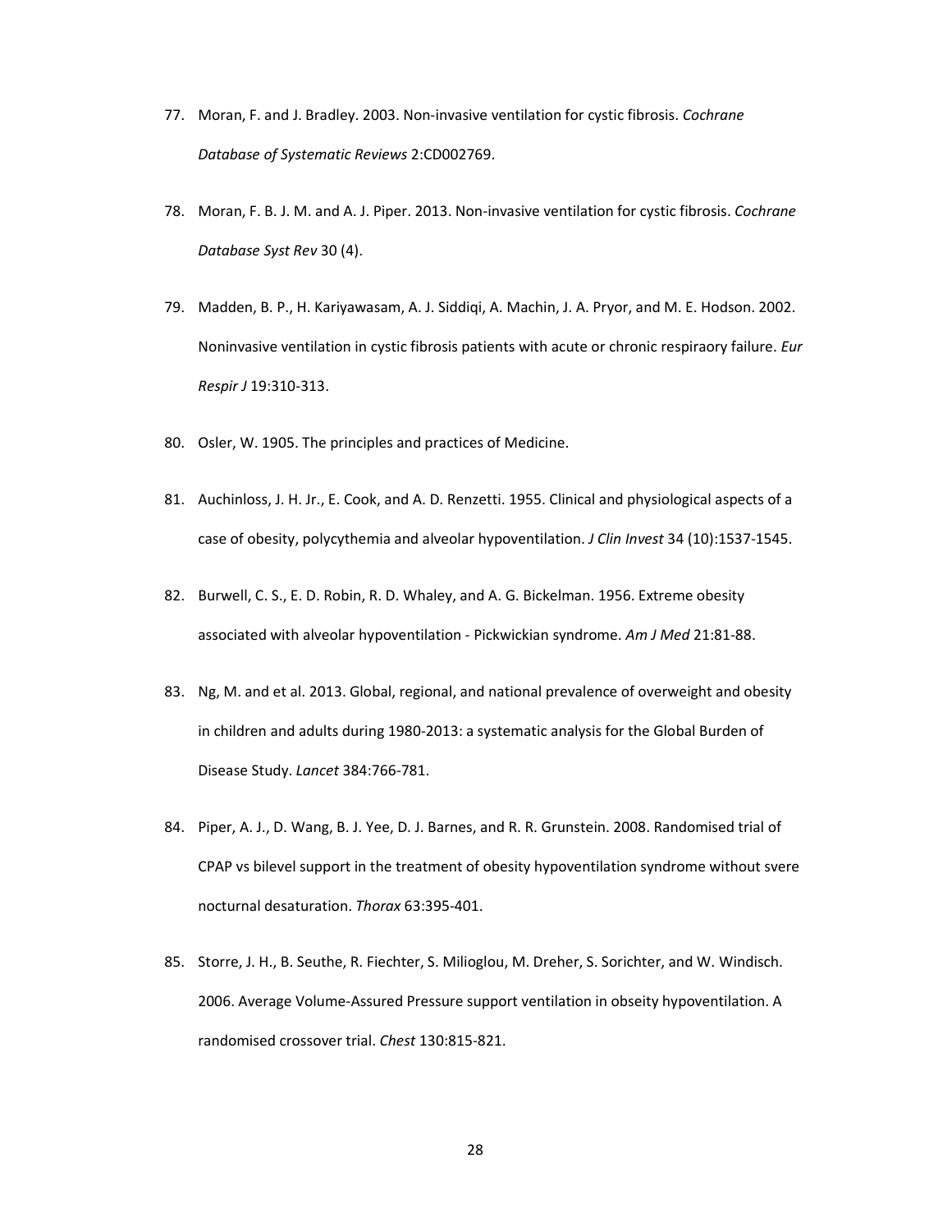77. Moran, F. and J. Bradley. 2003. Non-invasive ventilation for cystic fibrosis. *Cochrane Database of Systematic Reviews* 2:CD002769.

78. Moran, F. B. J. M. and A. J. Piper. 2013. Non-invasive ventilation for cystic fibrosis. *Cochrane Database Syst Rev* 30 (4).

79. Madden, B. P., H. Kariyawasam, A. J. Siddiqi, A. Machin, J. A. Pryor, and M. E. Hodson. 2002. Noninvasive ventilation in cystic fibrosis patients with acute or chronic respiraory failure. *Eur Respir J* 19:310-313.

80. Osler, W. 1905. The principles and practices of Medicine.

81. Auchinloss, J. H. Jr., E. Cook, and A. D. Renzetti. 1955. Clinical and physiological aspects of a case of obesity, polycythemia and alveolar hypoventilation. *J Clin Invest* 34 (10):1537-1545.

82. Burwell, C. S., E. D. Robin, R. D. Whaley, and A. G. Bickelman. 1956. Extreme obesity associated with alveolar hypoventilation - Pickwickian syndrome. *Am J Med* 21:81-88.

83. Ng, M. and et al. 2013. Global, regional, and national prevalence of overweight and obesity in children and adults during 1980-2013: a systematic analysis for the Global Burden of Disease Study. *Lancet* 384:766-781.

84. Piper, A. J., D. Wang, B. J. Yee, D. J. Barnes, and R. R. Grunstein. 2008. Randomised trial of CPAP vs bilevel support in the treatment of obesity hypoventilation syndrome without svere nocturnal desaturation. *Thorax* 63:395-401.

85. Storre, J. H., B. Seuthe, R. Fiechter, S. Milioglou, M. Dreher, S. Sorichter, and W. Windisch. 2006. Average Volume-Assured Pressure support ventilation in obseity hypoventilation. A randomised crossover trial. *Chest* 130:815-821.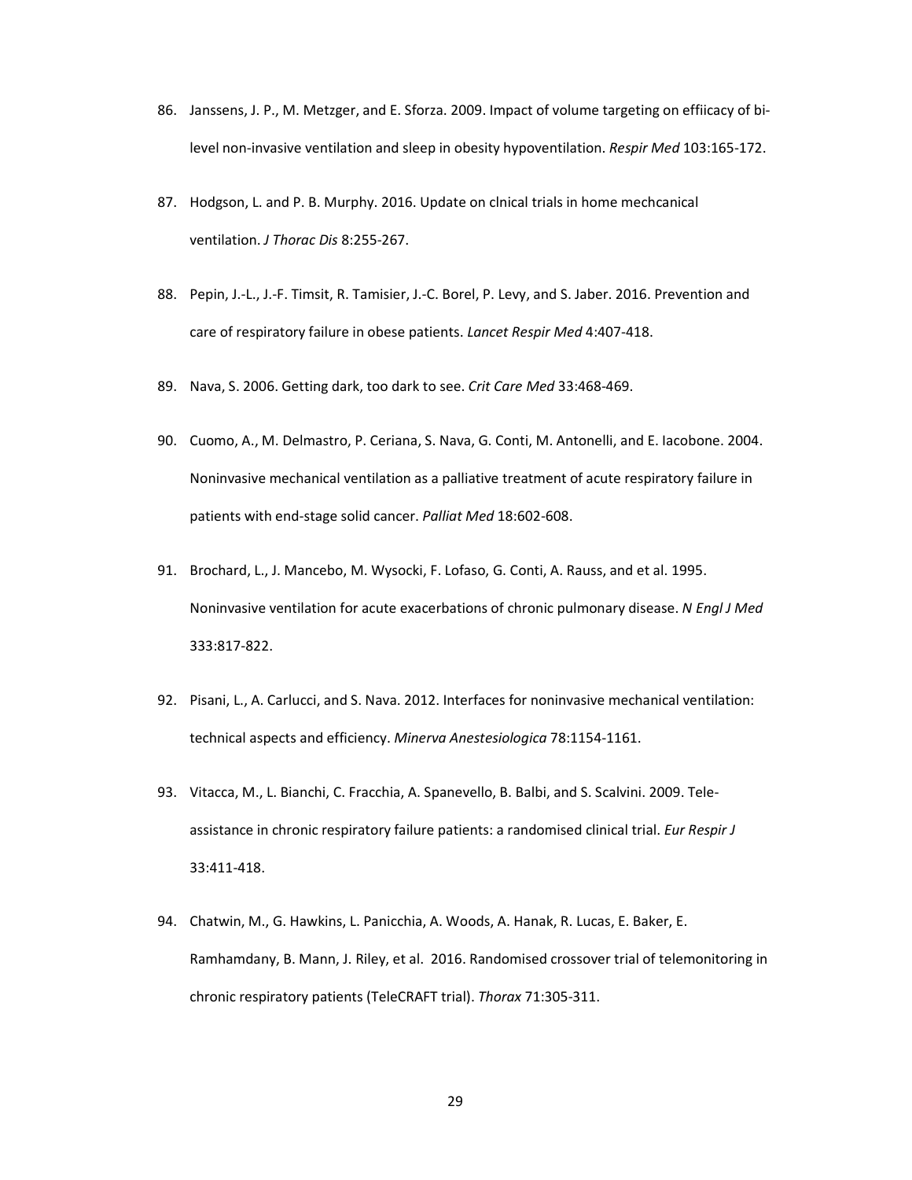86. Janssens, J. P., M. Metzger, and E. Sforza. 2009. Impact of volume targeting on effiicacy of bi-level non-invasive ventilation and sleep in obesity hypoventilation. *Respir Med* 103:165-172.

87. Hodgson, L. and P. B. Murphy. 2016. Update on clnical trials in home mechcanical ventilation. *J Thorac Dis* 8:255-267.

88. Pepin, J.-L., J.-F. Timsit, R. Tamisier, J.-C. Borel, P. Levy, and S. Jaber. 2016. Prevention and care of respiratory failure in obese patients. *Lancet Respir Med* 4:407-418.

89. Nava, S. 2006. Getting dark, too dark to see. *Crit Care Med* 33:468-469.

90. Cuomo, A., M. Delmastro, P. Ceriana, S. Nava, G. Conti, M. Antonelli, and E. Iacobone. 2004. Noninvasive mechanical ventilation as a palliative treatment of acute respiratory failure in patients with end-stage solid cancer. *Palliat Med* 18:602-608.

91. Brochard, L., J. Mancebo, M. Wysocki, F. Lofaso, G. Conti, A. Rauss, and et al. 1995. Noninvasive ventilation for acute exacerbations of chronic pulmonary disease. *N Engl J Med* 333:817-822.

92. Pisani, L., A. Carlucci, and S. Nava. 2012. Interfaces for noninvasive mechanical ventilation: technical aspects and efficiency. *Minerva Anestesiologica* 78:1154-1161.

93. Vitacca, M., L. Bianchi, C. Fracchia, A. Spanevello, B. Balbi, and S. Scalvini. 2009. Tele-assistance in chronic respiratory failure patients: a randomised clinical trial. *Eur Respir J* 33:411-418.

94. Chatwin, M., G. Hawkins, L. Panicchia, A. Woods, A. Hanak, R. Lucas, E. Baker, E. Ramhamdany, B. Mann, J. Riley, et al. 2016. Randomised crossover trial of telemonitoring in chronic respiratory patients (TeleCRAFT trial). *Thorax* 71:305-311.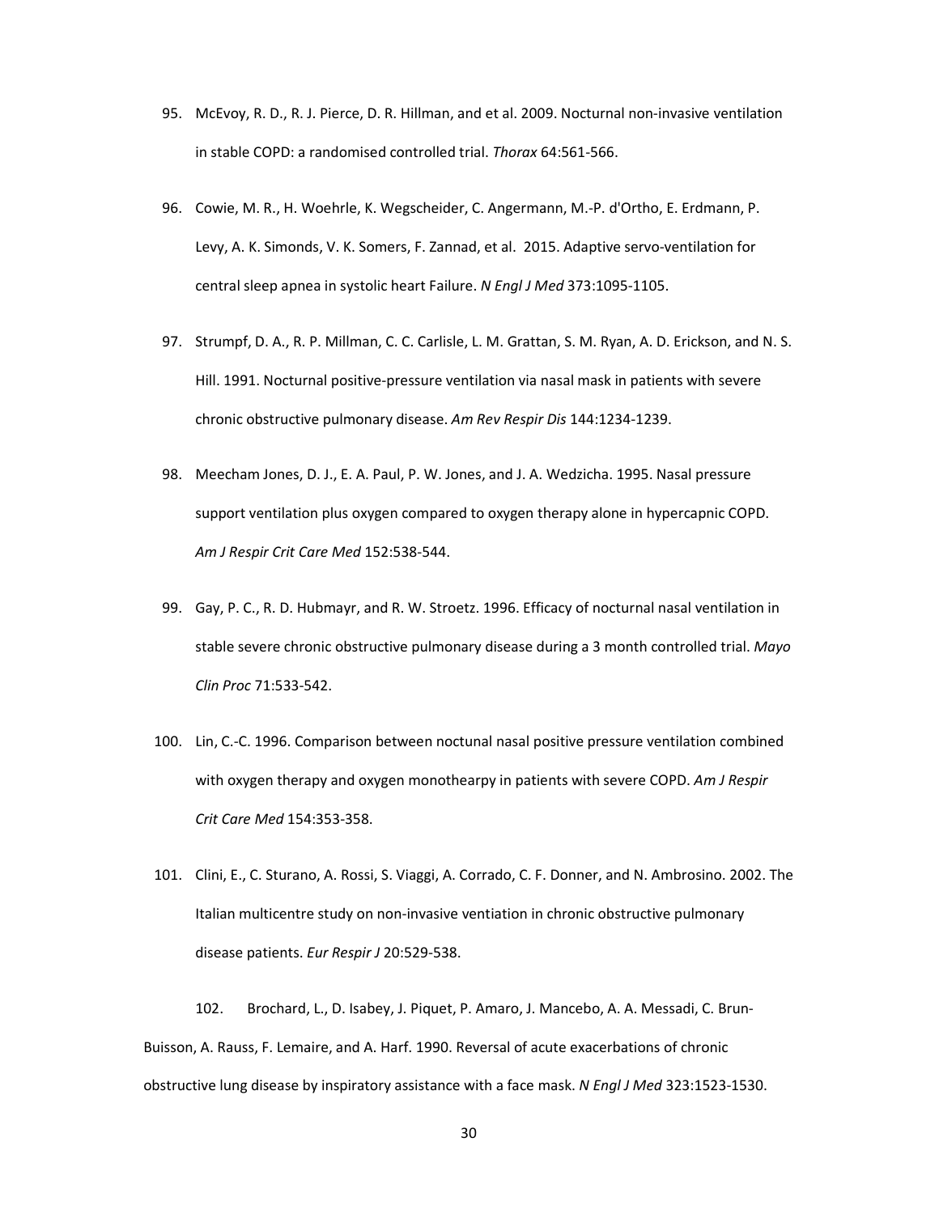95. McEvoy, R. D., R. J. Pierce, D. R. Hillman, and et al. 2009. Nocturnal non-invasive ventilation in stable COPD: a randomised controlled trial. *Thorax* 64:561-566.

96. Cowie, M. R., H. Woehrle, K. Wegscheider, C. Angermann, M.-P. d'Ortho, E. Erdmann, P. Levy, A. K. Simonds, V. K. Somers, F. Zannad, et al. 2015. Adaptive servo-ventilation for central sleep apnea in systolic heart Failure. *N Engl J Med* 373:1095-1105.

97. Strumpf, D. A., R. P. Millman, C. C. Carlisle, L. M. Grattan, S. M. Ryan, A. D. Erickson, and N. S. Hill. 1991. Nocturnal positive-pressure ventilation via nasal mask in patients with severe chronic obstructive pulmonary disease. *Am Rev Respir Dis* 144:1234-1239.

98. Meecham Jones, D. J., E. A. Paul, P. W. Jones, and J. A. Wedzicha. 1995. Nasal pressure support ventilation plus oxygen compared to oxygen therapy alone in hypercapnic COPD. *Am J Respir Crit Care Med* 152:538-544.

99. Gay, P. C., R. D. Hubmayr, and R. W. Stroetz. 1996. Efficacy of nocturnal nasal ventilation in stable severe chronic obstructive pulmonary disease during a 3 month controlled trial. *Mayo Clin Proc* 71:533-542.

100. Lin, C.-C. 1996. Comparison between noctunal nasal positive pressure ventilation combined with oxygen therapy and oxygen monothearpy in patients with severe COPD. *Am J Respir Crit Care Med* 154:353-358.

101. Clini, E., C. Sturano, A. Rossi, S. Viaggi, A. Corrado, C. F. Donner, and N. Ambrosino. 2002. The Italian multicentre study on non-invasive ventiation in chronic obstructive pulmonary disease patients. *Eur Respir J* 20:529-538.

102. Brochard, L., D. Isabey, J. Piquet, P. Amaro, J. Mancebo, A. A. Messadi, C. Brun-Buisson, A. Rauss, F. Lemaire, and A. Harf. 1990. Reversal of acute exacerbations of chronic obstructive lung disease by inspiratory assistance with a face mask. *N Engl J Med* 323:1523-1530.